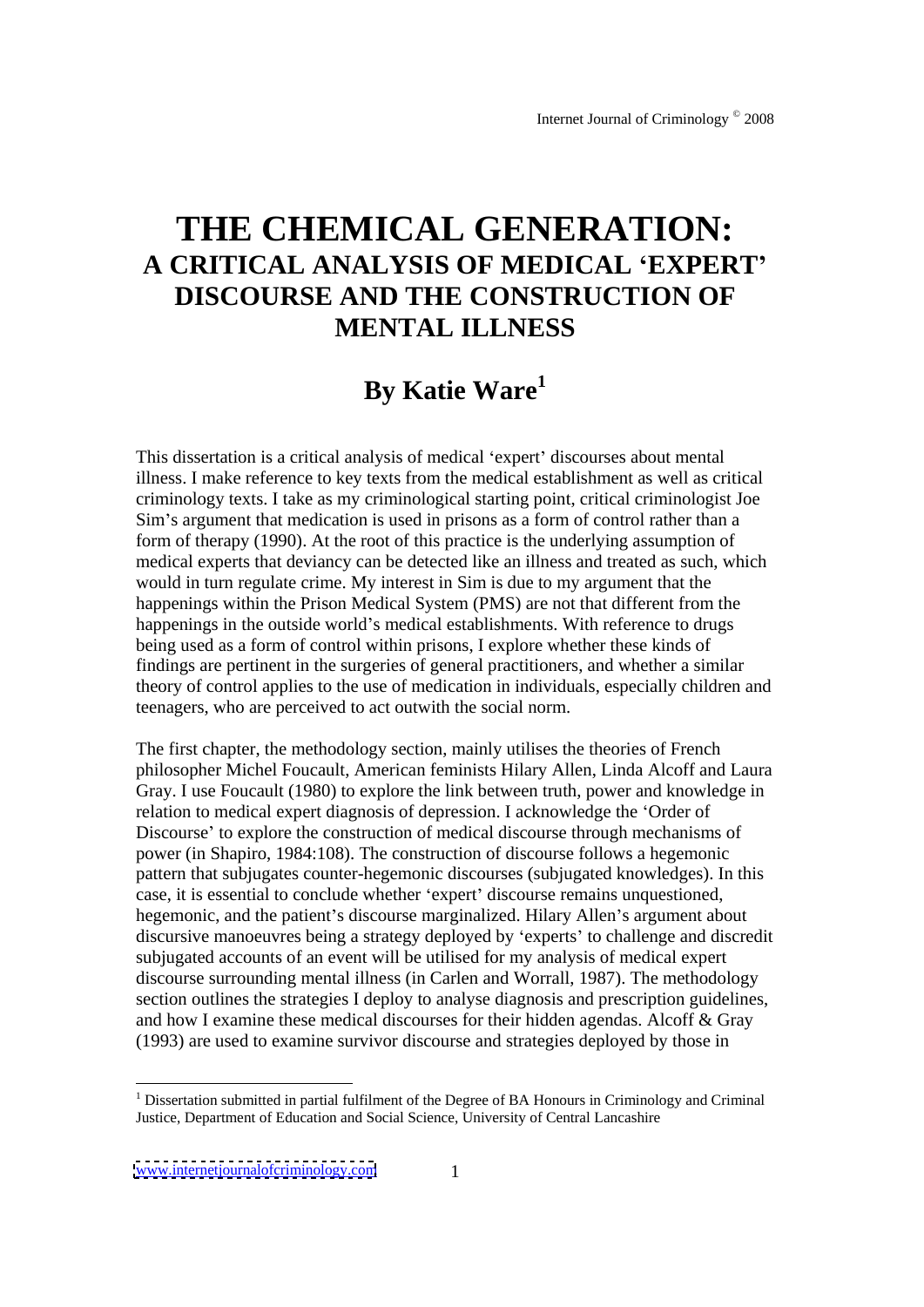# THE CHEMICAL GENERATION:
## A CRITICAL ANALYSIS OF MEDICAL 'EXPERT' DISCOURSE AND THE CONSTRUCTION OF MENTAL ILLNESS

## By Katie Ware[1]

This dissertation is a critical analysis of medical 'expert' discourses about mental illness. I make reference to key texts from the medical establishment as well as critical criminology texts. I take as my criminological starting point, critical criminologist Joe Sim's argument that medication is used in prisons as a form of control rather than a form of therapy (1990). At the root of this practice is the underlying assumption of medical experts that deviancy can be detected like an illness and treated as such, which would in turn regulate crime. My interest in Sim is due to my argument that the happenings within the Prison Medical System (PMS) are not that different from the happenings in the outside world's medical establishments. With reference to drugs being used as a form of control within prisons, I explore whether these kinds of findings are pertinent in the surgeries of general practitioners, and whether a similar theory of control applies to the use of medication in individuals, especially children and teenagers, who are perceived to act outwith the social norm.

The first chapter, the methodology section, mainly utilises the theories of French philosopher Michel Foucault, American feminists Hilary Allen, Linda Alcoff and Laura Gray. I use Foucault (1980) to explore the link between truth, power and knowledge in relation to medical expert diagnosis of depression. I acknowledge the 'Order of Discourse' to explore the construction of medical discourse through mechanisms of power (in Shapiro, 1984:108). The construction of discourse follows a hegemonic pattern that subjugates counter-hegemonic discourses (subjugated knowledges). In this case, it is essential to conclude whether 'expert' discourse remains unquestioned, hegemonic, and the patient's discourse marginalized. Hilary Allen's argument about discursive manoeuvres being a strategy deployed by 'experts' to challenge and discredit subjugated accounts of an event will be utilised for my analysis of medical expert discourse surrounding mental illness (in Carlen and Worrall, 1987). The methodology section outlines the strategies I deploy to analyse diagnosis and prescription guidelines, and how I examine these medical discourses for their hidden agendas. Alcoff & Gray (1993) are used to examine survivor discourse and strategies deployed by those in

[1] Dissertation submitted in partial fulfilment of the Degree of BA Honours in Criminology and Criminal Justice, Department of Education and Social Science, University of Central Lancashire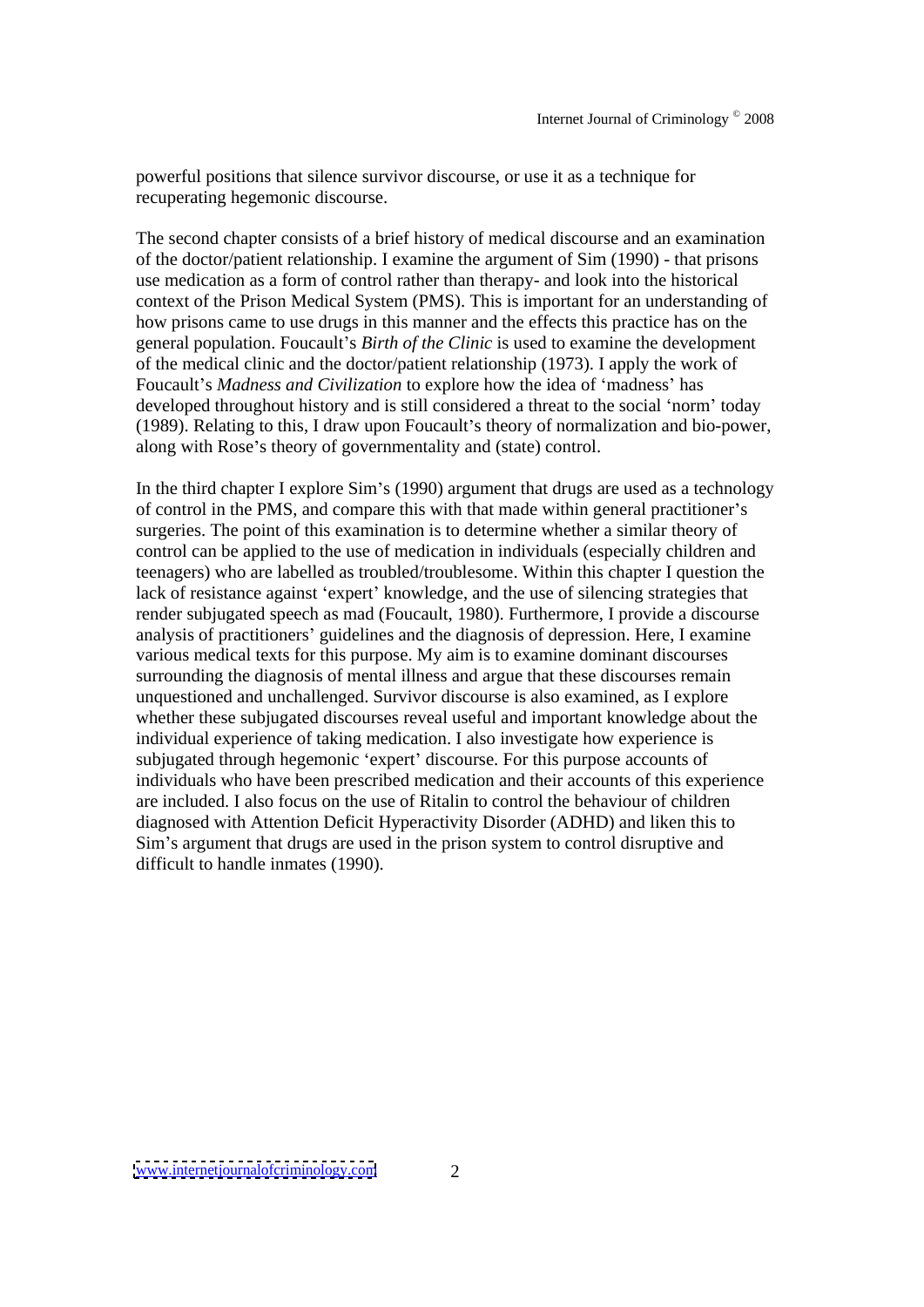powerful positions that silence survivor discourse, or use it as a technique for recuperating hegemonic discourse.

The second chapter consists of a brief history of medical discourse and an examination of the doctor/patient relationship. I examine the argument of Sim (1990) - that prisons use medication as a form of control rather than therapy- and look into the historical context of the Prison Medical System (PMS). This is important for an understanding of how prisons came to use drugs in this manner and the effects this practice has on the general population. Foucault's *Birth of the Clinic* is used to examine the development of the medical clinic and the doctor/patient relationship (1973). I apply the work of Foucault's *Madness and Civilization* to explore how the idea of 'madness' has developed throughout history and is still considered a threat to the social 'norm' today (1989). Relating to this, I draw upon Foucault's theory of normalization and bio-power, along with Rose's theory of governmentality and (state) control.

In the third chapter I explore Sim's (1990) argument that drugs are used as a technology of control in the PMS, and compare this with that made within general practitioner's surgeries. The point of this examination is to determine whether a similar theory of control can be applied to the use of medication in individuals (especially children and teenagers) who are labelled as troubled/troublesome. Within this chapter I question the lack of resistance against 'expert' knowledge, and the use of silencing strategies that render subjugated speech as mad (Foucault, 1980). Furthermore, I provide a discourse analysis of practitioners' guidelines and the diagnosis of depression. Here, I examine various medical texts for this purpose. My aim is to examine dominant discourses surrounding the diagnosis of mental illness and argue that these discourses remain unquestioned and unchallenged. Survivor discourse is also examined, as I explore whether these subjugated discourses reveal useful and important knowledge about the individual experience of taking medication. I also investigate how experience is subjugated through hegemonic 'expert' discourse. For this purpose accounts of individuals who have been prescribed medication and their accounts of this experience are included. I also focus on the use of Ritalin to control the behaviour of children diagnosed with Attention Deficit Hyperactivity Disorder (ADHD) and liken this to Sim's argument that drugs are used in the prison system to control disruptive and difficult to handle inmates (1990).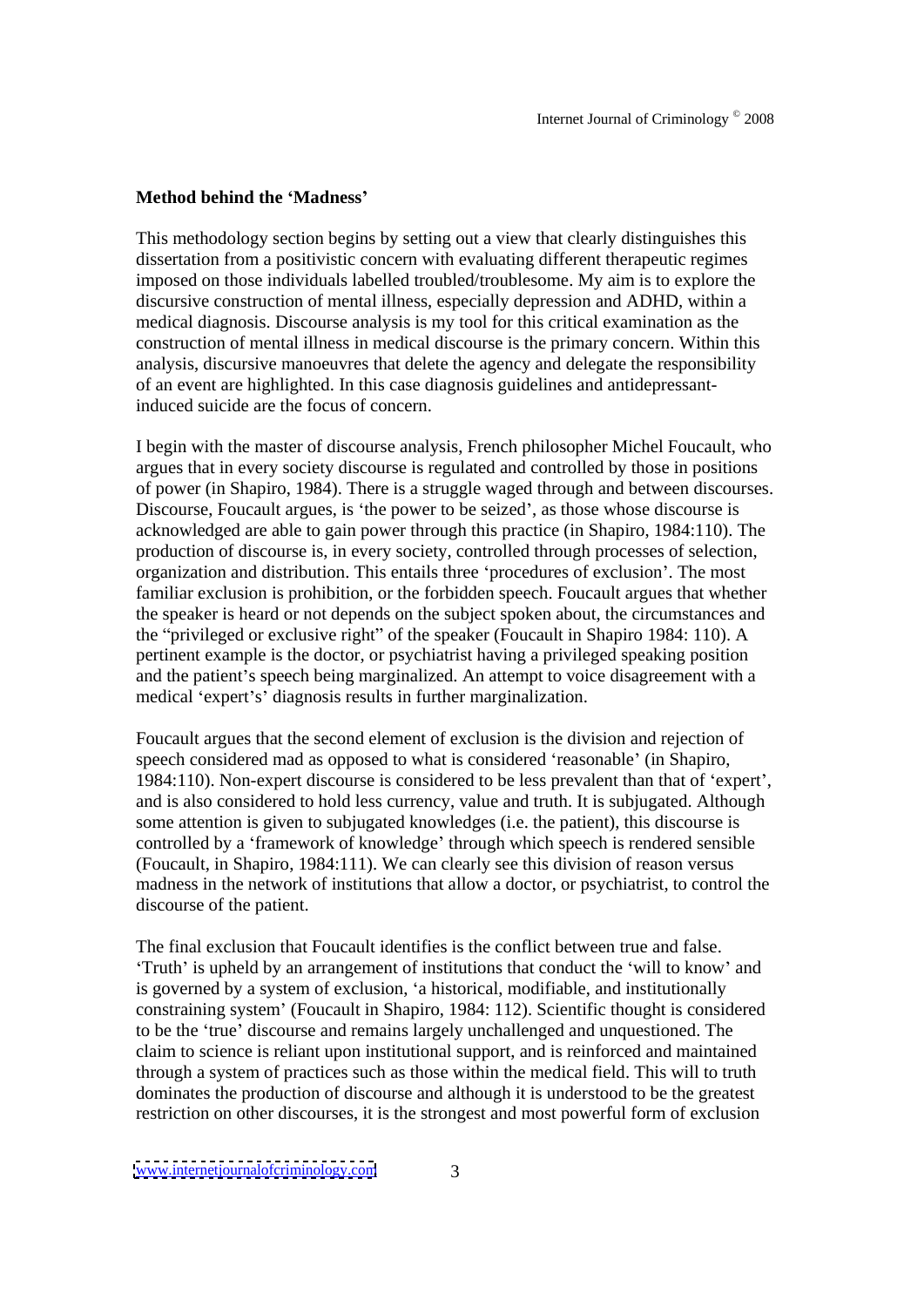**Method behind the 'Madness'**

This methodology section begins by setting out a view that clearly distinguishes this dissertation from a positivistic concern with evaluating different therapeutic regimes imposed on those individuals labelled troubled/troublesome. My aim is to explore the discursive construction of mental illness, especially depression and ADHD, within a medical diagnosis. Discourse analysis is my tool for this critical examination as the construction of mental illness in medical discourse is the primary concern. Within this analysis, discursive manoeuvres that delete the agency and delegate the responsibility of an event are highlighted. In this case diagnosis guidelines and antidepressant-induced suicide are the focus of concern.

I begin with the master of discourse analysis, French philosopher Michel Foucault, who argues that in every society discourse is regulated and controlled by those in positions of power (in Shapiro, 1984). There is a struggle waged through and between discourses. Discourse, Foucault argues, is 'the power to be seized', as those whose discourse is acknowledged are able to gain power through this practice (in Shapiro, 1984:110). The production of discourse is, in every society, controlled through processes of selection, organization and distribution. This entails three 'procedures of exclusion'. The most familiar exclusion is prohibition, or the forbidden speech. Foucault argues that whether the speaker is heard or not depends on the subject spoken about, the circumstances and the "privileged or exclusive right" of the speaker (Foucault in Shapiro 1984: 110). A pertinent example is the doctor, or psychiatrist having a privileged speaking position and the patient's speech being marginalized. An attempt to voice disagreement with a medical 'expert's' diagnosis results in further marginalization.

Foucault argues that the second element of exclusion is the division and rejection of speech considered mad as opposed to what is considered 'reasonable' (in Shapiro, 1984:110). Non-expert discourse is considered to be less prevalent than that of 'expert', and is also considered to hold less currency, value and truth. It is subjugated. Although some attention is given to subjugated knowledges (i.e. the patient), this discourse is controlled by a 'framework of knowledge' through which speech is rendered sensible (Foucault, in Shapiro, 1984:111). We can clearly see this division of reason versus madness in the network of institutions that allow a doctor, or psychiatrist, to control the discourse of the patient.

The final exclusion that Foucault identifies is the conflict between true and false. 'Truth' is upheld by an arrangement of institutions that conduct the 'will to know' and is governed by a system of exclusion, 'a historical, modifiable, and institutionally constraining system' (Foucault in Shapiro, 1984: 112). Scientific thought is considered to be the 'true' discourse and remains largely unchallenged and unquestioned. The claim to science is reliant upon institutional support, and is reinforced and maintained through a system of practices such as those within the medical field. This will to truth dominates the production of discourse and although it is understood to be the greatest restriction on other discourses, it is the strongest and most powerful form of exclusion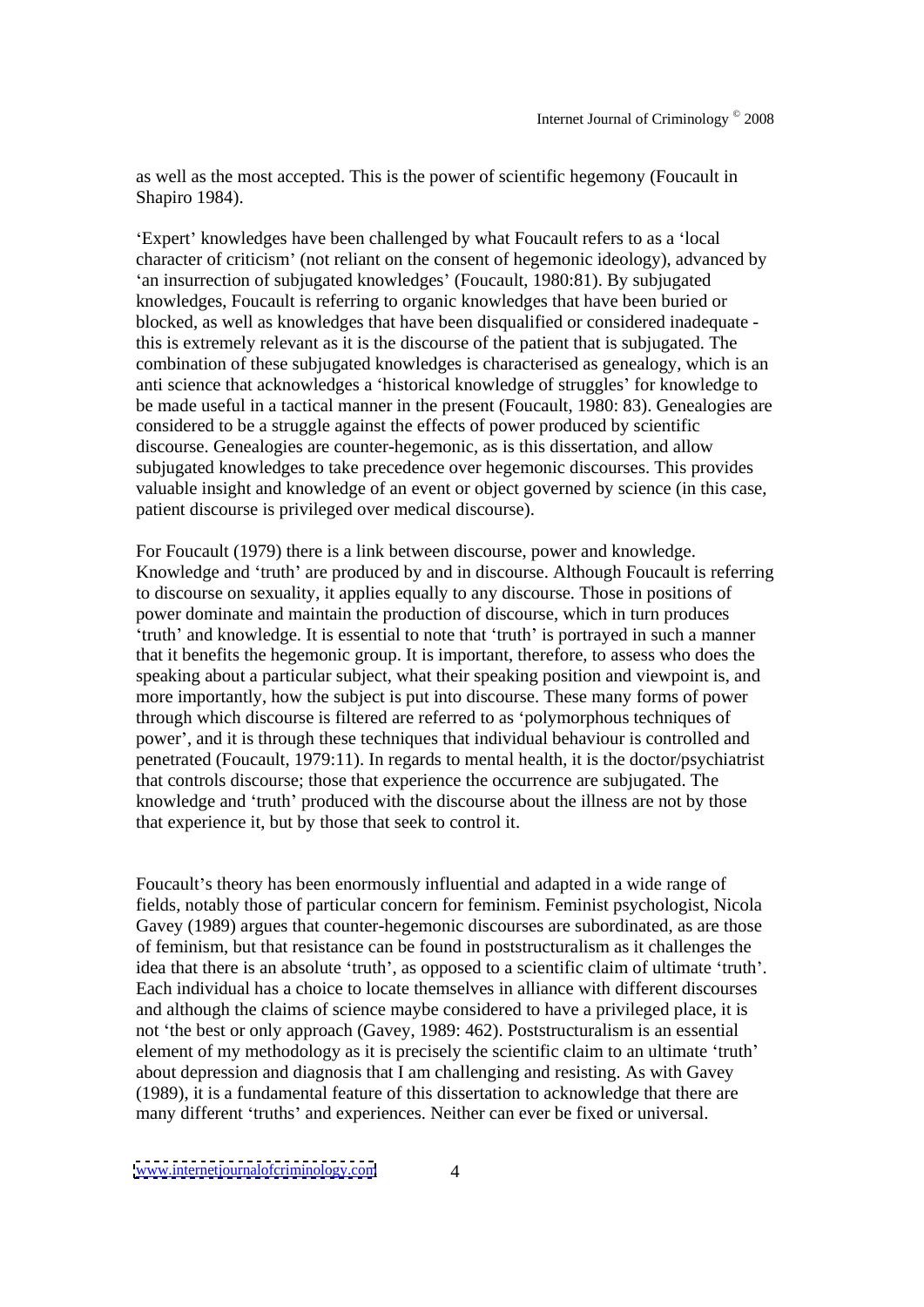as well as the most accepted. This is the power of scientific hegemony (Foucault in Shapiro 1984).

'Expert' knowledges have been challenged by what Foucault refers to as a 'local character of criticism' (not reliant on the consent of hegemonic ideology), advanced by 'an insurrection of subjugated knowledges' (Foucault, 1980:81). By subjugated knowledges, Foucault is referring to organic knowledges that have been buried or blocked, as well as knowledges that have been disqualified or considered inadequate - this is extremely relevant as it is the discourse of the patient that is subjugated. The combination of these subjugated knowledges is characterised as genealogy, which is an anti science that acknowledges a 'historical knowledge of struggles' for knowledge to be made useful in a tactical manner in the present (Foucault, 1980: 83). Genealogies are considered to be a struggle against the effects of power produced by scientific discourse. Genealogies are counter-hegemonic, as is this dissertation, and allow subjugated knowledges to take precedence over hegemonic discourses. This provides valuable insight and knowledge of an event or object governed by science (in this case, patient discourse is privileged over medical discourse).

For Foucault (1979) there is a link between discourse, power and knowledge. Knowledge and 'truth' are produced by and in discourse. Although Foucault is referring to discourse on sexuality, it applies equally to any discourse. Those in positions of power dominate and maintain the production of discourse, which in turn produces 'truth' and knowledge. It is essential to note that 'truth' is portrayed in such a manner that it benefits the hegemonic group. It is important, therefore, to assess who does the speaking about a particular subject, what their speaking position and viewpoint is, and more importantly, how the subject is put into discourse. These many forms of power through which discourse is filtered are referred to as 'polymorphous techniques of power', and it is through these techniques that individual behaviour is controlled and penetrated (Foucault, 1979:11). In regards to mental health, it is the doctor/psychiatrist that controls discourse; those that experience the occurrence are subjugated. The knowledge and 'truth' produced with the discourse about the illness are not by those that experience it, but by those that seek to control it.

Foucault's theory has been enormously influential and adapted in a wide range of fields, notably those of particular concern for feminism. Feminist psychologist, Nicola Gavey (1989) argues that counter-hegemonic discourses are subordinated, as are those of feminism, but that resistance can be found in poststructuralism as it challenges the idea that there is an absolute 'truth', as opposed to a scientific claim of ultimate 'truth'. Each individual has a choice to locate themselves in alliance with different discourses and although the claims of science maybe considered to have a privileged place, it is not 'the best or only approach (Gavey, 1989: 462). Poststructuralism is an essential element of my methodology as it is precisely the scientific claim to an ultimate 'truth' about depression and diagnosis that I am challenging and resisting. As with Gavey (1989), it is a fundamental feature of this dissertation to acknowledge that there are many different 'truths' and experiences. Neither can ever be fixed or universal.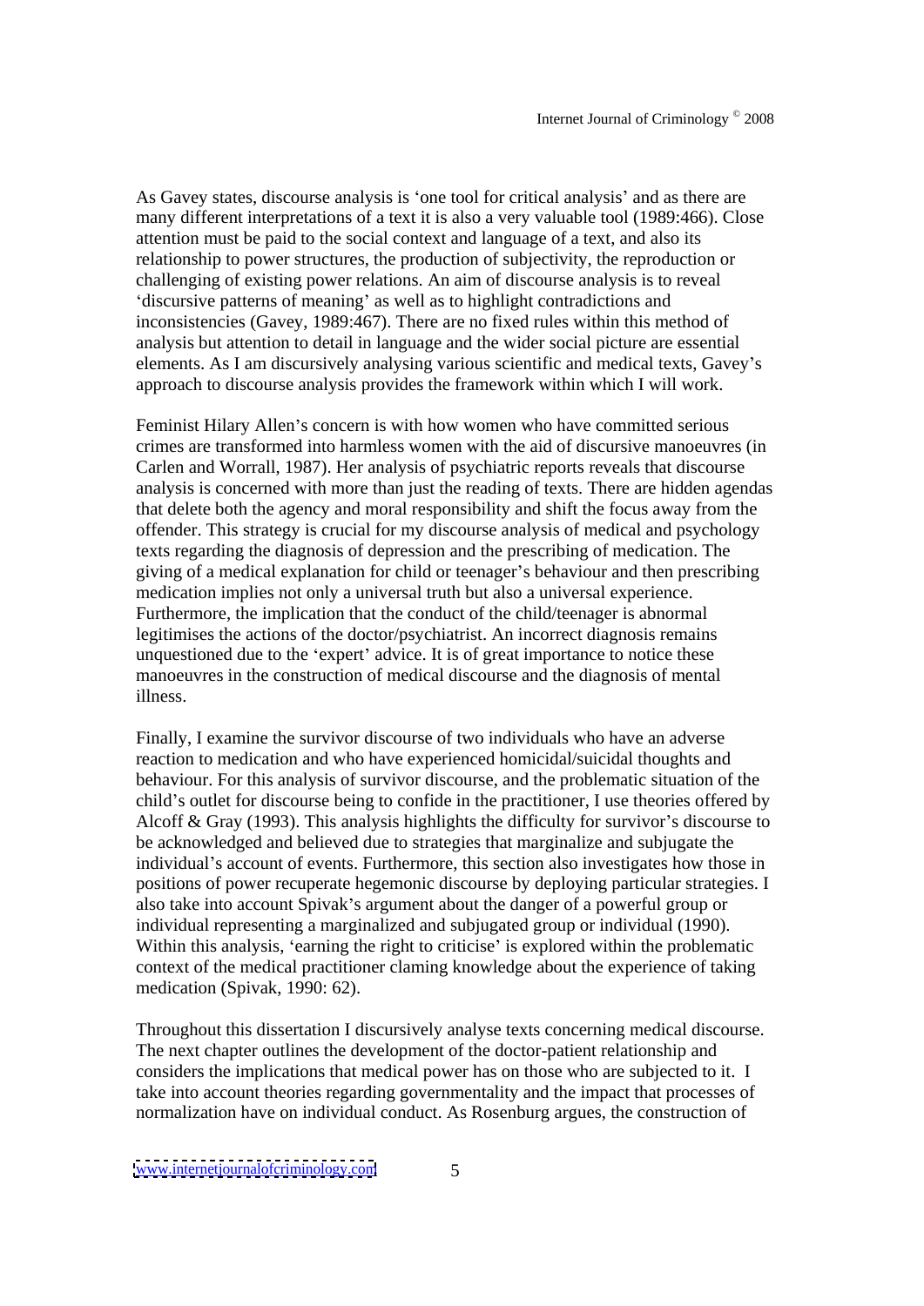As Gavey states, discourse analysis is 'one tool for critical analysis' and as there are many different interpretations of a text it is also a very valuable tool (1989:466). Close attention must be paid to the social context and language of a text, and also its relationship to power structures, the production of subjectivity, the reproduction or challenging of existing power relations. An aim of discourse analysis is to reveal 'discursive patterns of meaning' as well as to highlight contradictions and inconsistencies (Gavey, 1989:467). There are no fixed rules within this method of analysis but attention to detail in language and the wider social picture are essential elements. As I am discursively analysing various scientific and medical texts, Gavey's approach to discourse analysis provides the framework within which I will work.

Feminist Hilary Allen's concern is with how women who have committed serious crimes are transformed into harmless women with the aid of discursive manoeuvres (in Carlen and Worrall, 1987). Her analysis of psychiatric reports reveals that discourse analysis is concerned with more than just the reading of texts. There are hidden agendas that delete both the agency and moral responsibility and shift the focus away from the offender. This strategy is crucial for my discourse analysis of medical and psychology texts regarding the diagnosis of depression and the prescribing of medication. The giving of a medical explanation for child or teenager's behaviour and then prescribing medication implies not only a universal truth but also a universal experience. Furthermore, the implication that the conduct of the child/teenager is abnormal legitimises the actions of the doctor/psychiatrist. An incorrect diagnosis remains unquestioned due to the 'expert' advice. It is of great importance to notice these manoeuvres in the construction of medical discourse and the diagnosis of mental illness.

Finally, I examine the survivor discourse of two individuals who have an adverse reaction to medication and who have experienced homicidal/suicidal thoughts and behaviour. For this analysis of survivor discourse, and the problematic situation of the child's outlet for discourse being to confide in the practitioner, I use theories offered by Alcoff & Gray (1993). This analysis highlights the difficulty for survivor's discourse to be acknowledged and believed due to strategies that marginalize and subjugate the individual's account of events. Furthermore, this section also investigates how those in positions of power recuperate hegemonic discourse by deploying particular strategies. I also take into account Spivak's argument about the danger of a powerful group or individual representing a marginalized and subjugated group or individual (1990). Within this analysis, 'earning the right to criticise' is explored within the problematic context of the medical practitioner claming knowledge about the experience of taking medication (Spivak, 1990: 62).

Throughout this dissertation I discursively analyse texts concerning medical discourse. The next chapter outlines the development of the doctor-patient relationship and considers the implications that medical power has on those who are subjected to it. I take into account theories regarding governmentality and the impact that processes of normalization have on individual conduct. As Rosenburg argues, the construction of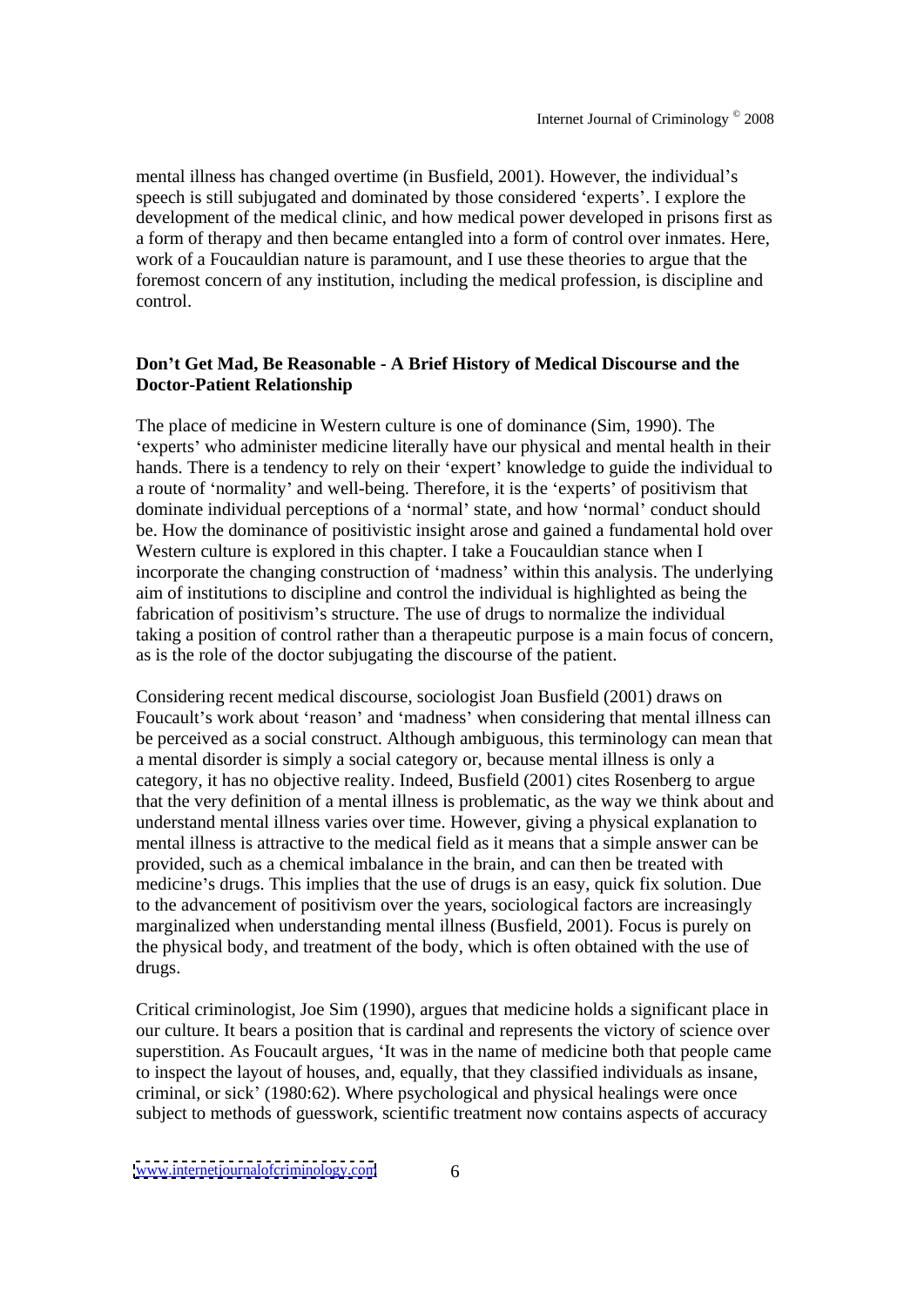mental illness has changed overtime (in Busfield, 2001). However, the individual's speech is still subjugated and dominated by those considered 'experts'. I explore the development of the medical clinic, and how medical power developed in prisons first as a form of therapy and then became entangled into a form of control over inmates. Here, work of a Foucauldian nature is paramount, and I use these theories to argue that the foremost concern of any institution, including the medical profession, is discipline and control.

## Don't Get Mad, Be Reasonable - A Brief History of Medical Discourse and the Doctor-Patient Relationship

The place of medicine in Western culture is one of dominance (Sim, 1990). The 'experts' who administer medicine literally have our physical and mental health in their hands. There is a tendency to rely on their 'expert' knowledge to guide the individual to a route of 'normality' and well-being. Therefore, it is the 'experts' of positivism that dominate individual perceptions of a 'normal' state, and how 'normal' conduct should be. How the dominance of positivistic insight arose and gained a fundamental hold over Western culture is explored in this chapter. I take a Foucauldian stance when I incorporate the changing construction of 'madness' within this analysis. The underlying aim of institutions to discipline and control the individual is highlighted as being the fabrication of positivism's structure. The use of drugs to normalize the individual taking a position of control rather than a therapeutic purpose is a main focus of concern, as is the role of the doctor subjugating the discourse of the patient.

Considering recent medical discourse, sociologist Joan Busfield (2001) draws on Foucault's work about 'reason' and 'madness' when considering that mental illness can be perceived as a social construct. Although ambiguous, this terminology can mean that a mental disorder is simply a social category or, because mental illness is only a category, it has no objective reality. Indeed, Busfield (2001) cites Rosenberg to argue that the very definition of a mental illness is problematic, as the way we think about and understand mental illness varies over time. However, giving a physical explanation to mental illness is attractive to the medical field as it means that a simple answer can be provided, such as a chemical imbalance in the brain, and can then be treated with medicine's drugs. This implies that the use of drugs is an easy, quick fix solution. Due to the advancement of positivism over the years, sociological factors are increasingly marginalized when understanding mental illness (Busfield, 2001). Focus is purely on the physical body, and treatment of the body, which is often obtained with the use of drugs.

Critical criminologist, Joe Sim (1990), argues that medicine holds a significant place in our culture. It bears a position that is cardinal and represents the victory of science over superstition. As Foucault argues, 'It was in the name of medicine both that people came to inspect the layout of houses, and, equally, that they classified individuals as insane, criminal, or sick' (1980:62). Where psychological and physical healings were once subject to methods of guesswork, scientific treatment now contains aspects of accuracy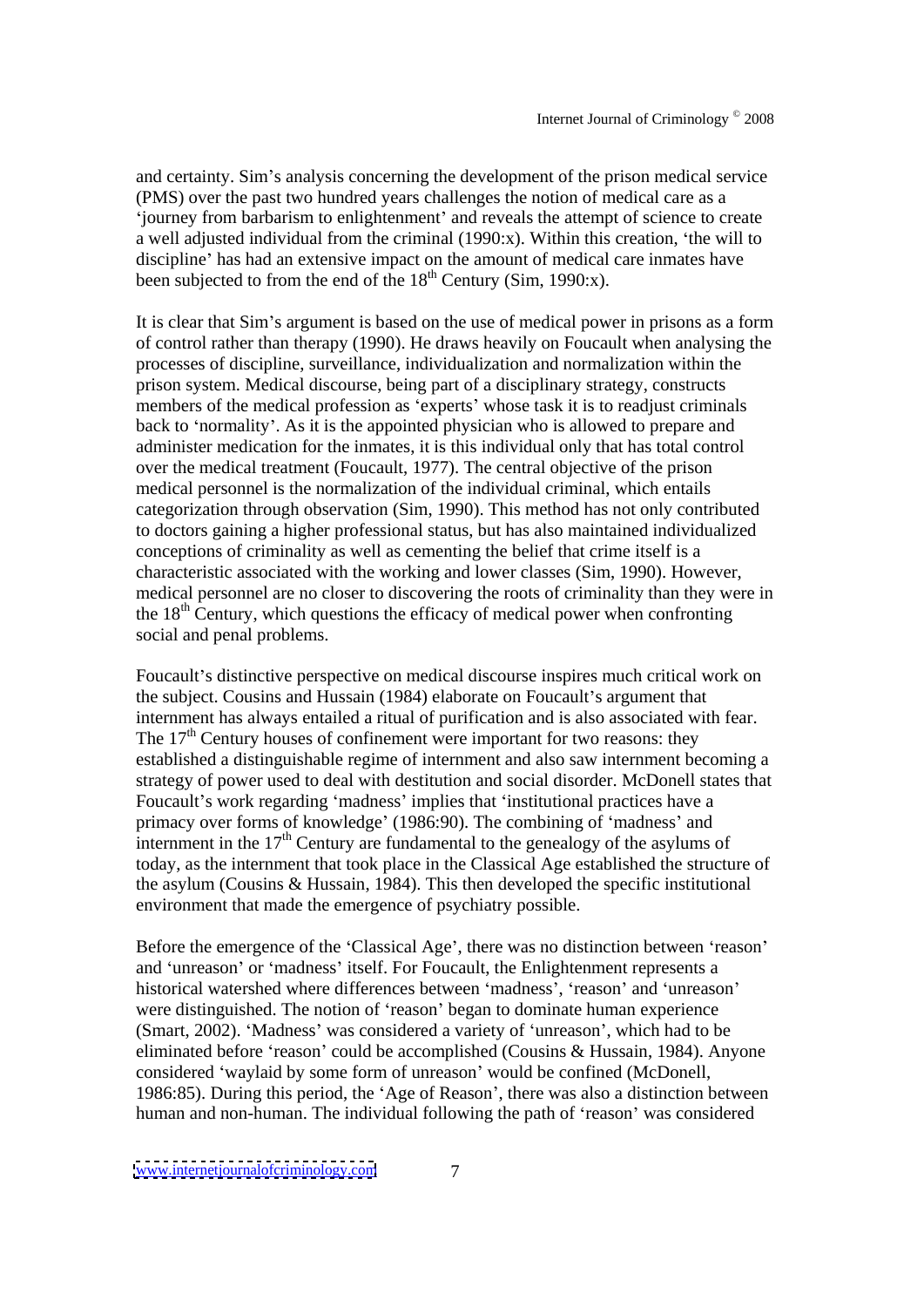and certainty. Sim's analysis concerning the development of the prison medical service (PMS) over the past two hundred years challenges the notion of medical care as a 'journey from barbarism to enlightenment' and reveals the attempt of science to create a well adjusted individual from the criminal (1990:x). Within this creation, 'the will to discipline' has had an extensive impact on the amount of medical care inmates have been subjected to from the end of the 18th Century (Sim, 1990:x).

It is clear that Sim's argument is based on the use of medical power in prisons as a form of control rather than therapy (1990). He draws heavily on Foucault when analysing the processes of discipline, surveillance, individualization and normalization within the prison system. Medical discourse, being part of a disciplinary strategy, constructs members of the medical profession as 'experts' whose task it is to readjust criminals back to 'normality'. As it is the appointed physician who is allowed to prepare and administer medication for the inmates, it is this individual only that has total control over the medical treatment (Foucault, 1977). The central objective of the prison medical personnel is the normalization of the individual criminal, which entails categorization through observation (Sim, 1990). This method has not only contributed to doctors gaining a higher professional status, but has also maintained individualized conceptions of criminality as well as cementing the belief that crime itself is a characteristic associated with the working and lower classes (Sim, 1990). However, medical personnel are no closer to discovering the roots of criminality than they were in the 18th Century, which questions the efficacy of medical power when confronting social and penal problems.

Foucault's distinctive perspective on medical discourse inspires much critical work on the subject. Cousins and Hussain (1984) elaborate on Foucault's argument that internment has always entailed a ritual of purification and is also associated with fear. The 17th Century houses of confinement were important for two reasons: they established a distinguishable regime of internment and also saw internment becoming a strategy of power used to deal with destitution and social disorder. McDonell states that Foucault's work regarding 'madness' implies that 'institutional practices have a primacy over forms of knowledge' (1986:90). The combining of 'madness' and internment in the 17th Century are fundamental to the genealogy of the asylums of today, as the internment that took place in the Classical Age established the structure of the asylum (Cousins & Hussain, 1984). This then developed the specific institutional environment that made the emergence of psychiatry possible.

Before the emergence of the 'Classical Age', there was no distinction between 'reason' and 'unreason' or 'madness' itself. For Foucault, the Enlightenment represents a historical watershed where differences between 'madness', 'reason' and 'unreason' were distinguished. The notion of 'reason' began to dominate human experience (Smart, 2002). 'Madness' was considered a variety of 'unreason', which had to be eliminated before 'reason' could be accomplished (Cousins & Hussain, 1984). Anyone considered 'waylaid by some form of unreason' would be confined (McDonell, 1986:85). During this period, the 'Age of Reason', there was also a distinction between human and non-human. The individual following the path of 'reason' was considered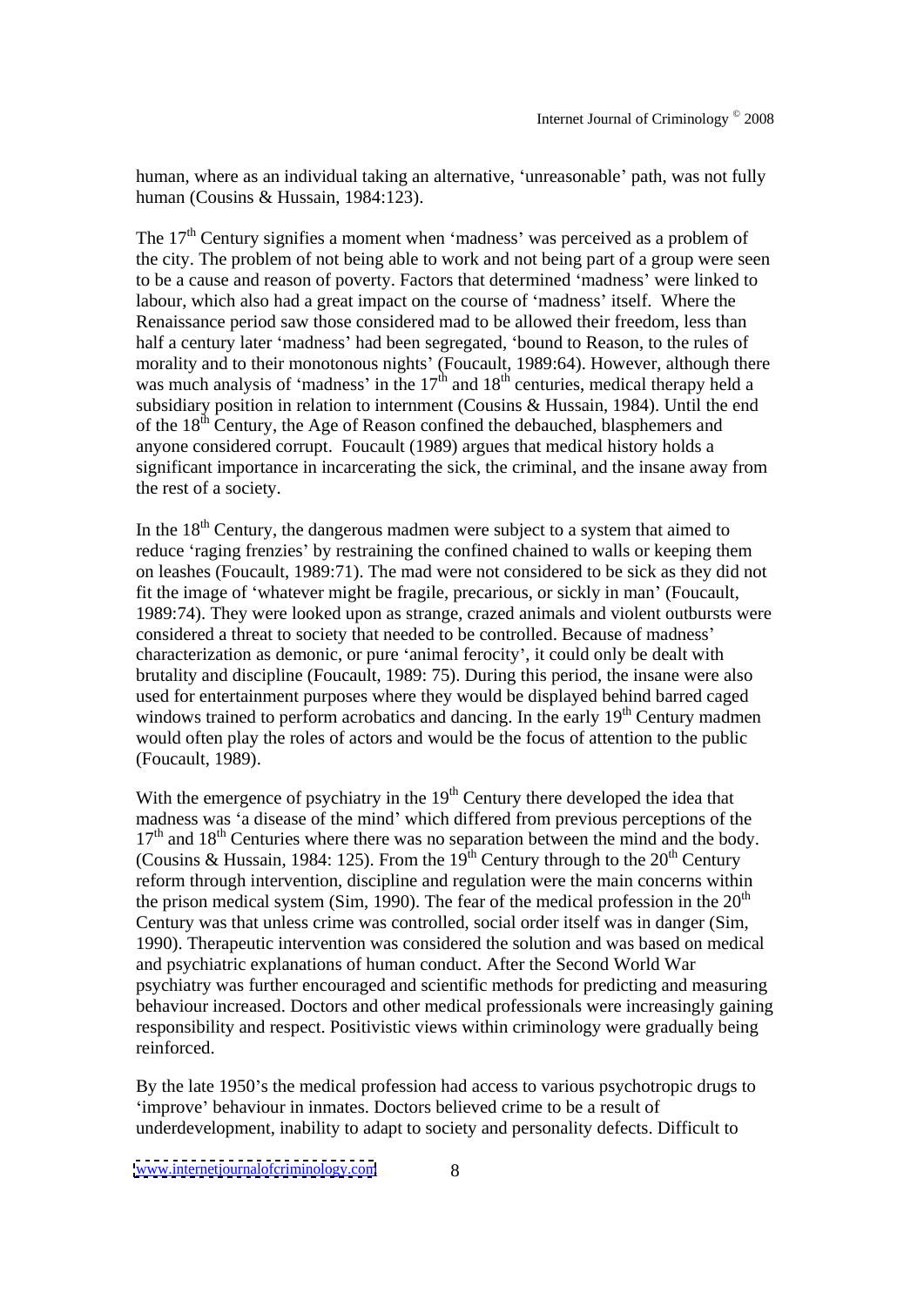human, where as an individual taking an alternative, 'unreasonable' path, was not fully human (Cousins & Hussain, 1984:123).

The 17th Century signifies a moment when 'madness' was perceived as a problem of the city. The problem of not being able to work and not being part of a group were seen to be a cause and reason of poverty. Factors that determined 'madness' were linked to labour, which also had a great impact on the course of 'madness' itself. Where the Renaissance period saw those considered mad to be allowed their freedom, less than half a century later 'madness' had been segregated, 'bound to Reason, to the rules of morality and to their monotonous nights' (Foucault, 1989:64). However, although there was much analysis of 'madness' in the 17th and 18th centuries, medical therapy held a subsidiary position in relation to internment (Cousins & Hussain, 1984). Until the end of the 18th Century, the Age of Reason confined the debauched, blasphemers and anyone considered corrupt. Foucault (1989) argues that medical history holds a significant importance in incarcerating the sick, the criminal, and the insane away from the rest of a society.

In the 18th Century, the dangerous madmen were subject to a system that aimed to reduce 'raging frenzies' by restraining the confined chained to walls or keeping them on leashes (Foucault, 1989:71). The mad were not considered to be sick as they did not fit the image of 'whatever might be fragile, precarious, or sickly in man' (Foucault, 1989:74). They were looked upon as strange, crazed animals and violent outbursts were considered a threat to society that needed to be controlled. Because of madness' characterization as demonic, or pure 'animal ferocity', it could only be dealt with brutality and discipline (Foucault, 1989: 75). During this period, the insane were also used for entertainment purposes where they would be displayed behind barred caged windows trained to perform acrobatics and dancing. In the early 19th Century madmen would often play the roles of actors and would be the focus of attention to the public (Foucault, 1989).

With the emergence of psychiatry in the 19th Century there developed the idea that madness was 'a disease of the mind' which differed from previous perceptions of the 17th and 18th Centuries where there was no separation between the mind and the body. (Cousins & Hussain, 1984: 125). From the 19th Century through to the 20th Century reform through intervention, discipline and regulation were the main concerns within the prison medical system (Sim, 1990). The fear of the medical profession in the 20th Century was that unless crime was controlled, social order itself was in danger (Sim, 1990). Therapeutic intervention was considered the solution and was based on medical and psychiatric explanations of human conduct. After the Second World War psychiatry was further encouraged and scientific methods for predicting and measuring behaviour increased. Doctors and other medical professionals were increasingly gaining responsibility and respect. Positivistic views within criminology were gradually being reinforced.

By the late 1950's the medical profession had access to various psychotropic drugs to 'improve' behaviour in inmates. Doctors believed crime to be a result of underdevelopment, inability to adapt to society and personality defects. Difficult to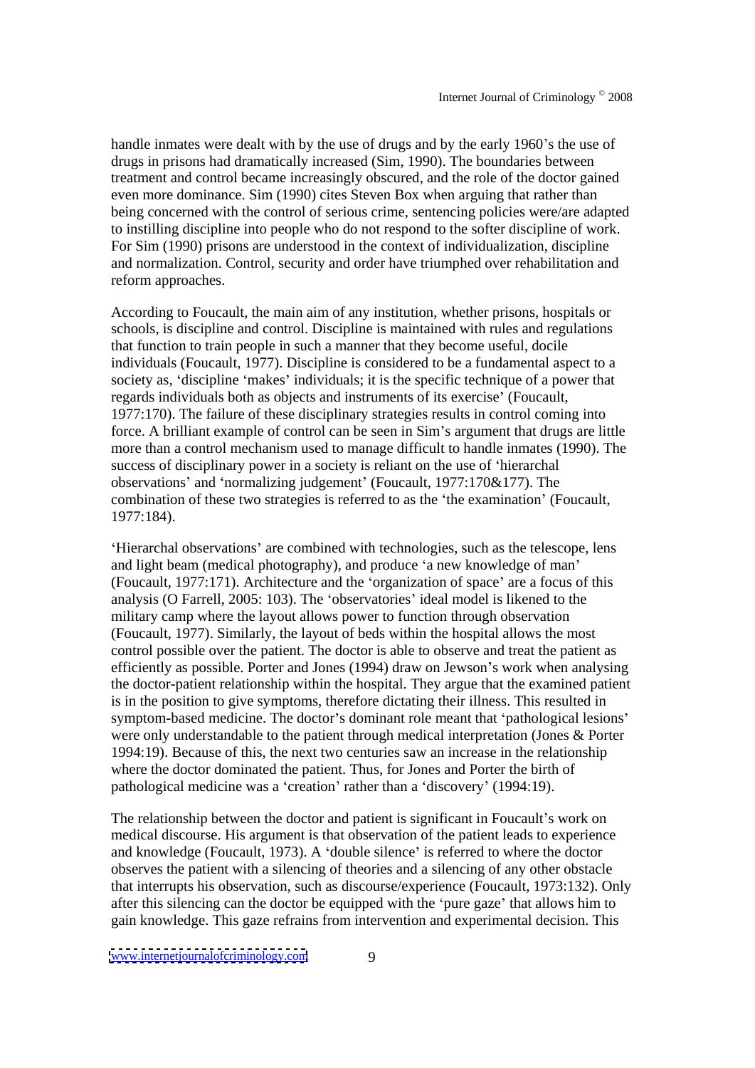handle inmates were dealt with by the use of drugs and by the early 1960's the use of drugs in prisons had dramatically increased (Sim, 1990). The boundaries between treatment and control became increasingly obscured, and the role of the doctor gained even more dominance. Sim (1990) cites Steven Box when arguing that rather than being concerned with the control of serious crime, sentencing policies were/are adapted to instilling discipline into people who do not respond to the softer discipline of work. For Sim (1990) prisons are understood in the context of individualization, discipline and normalization. Control, security and order have triumphed over rehabilitation and reform approaches.

According to Foucault, the main aim of any institution, whether prisons, hospitals or schools, is discipline and control. Discipline is maintained with rules and regulations that function to train people in such a manner that they become useful, docile individuals (Foucault, 1977). Discipline is considered to be a fundamental aspect to a society as, 'discipline 'makes' individuals; it is the specific technique of a power that regards individuals both as objects and instruments of its exercise' (Foucault, 1977:170). The failure of these disciplinary strategies results in control coming into force. A brilliant example of control can be seen in Sim's argument that drugs are little more than a control mechanism used to manage difficult to handle inmates (1990). The success of disciplinary power in a society is reliant on the use of 'hierarchal observations' and 'normalizing judgement' (Foucault, 1977:170&177). The combination of these two strategies is referred to as the 'the examination' (Foucault, 1977:184).

'Hierarchal observations' are combined with technologies, such as the telescope, lens and light beam (medical photography), and produce 'a new knowledge of man' (Foucault, 1977:171). Architecture and the 'organization of space' are a focus of this analysis (O Farrell, 2005: 103). The 'observatories' ideal model is likened to the military camp where the layout allows power to function through observation (Foucault, 1977). Similarly, the layout of beds within the hospital allows the most control possible over the patient. The doctor is able to observe and treat the patient as efficiently as possible. Porter and Jones (1994) draw on Jewson's work when analysing the doctor-patient relationship within the hospital. They argue that the examined patient is in the position to give symptoms, therefore dictating their illness. This resulted in symptom-based medicine. The doctor's dominant role meant that 'pathological lesions' were only understandable to the patient through medical interpretation (Jones & Porter 1994:19). Because of this, the next two centuries saw an increase in the relationship where the doctor dominated the patient. Thus, for Jones and Porter the birth of pathological medicine was a 'creation' rather than a 'discovery' (1994:19).

The relationship between the doctor and patient is significant in Foucault's work on medical discourse. His argument is that observation of the patient leads to experience and knowledge (Foucault, 1973). A 'double silence' is referred to where the doctor observes the patient with a silencing of theories and a silencing of any other obstacle that interrupts his observation, such as discourse/experience (Foucault, 1973:132). Only after this silencing can the doctor be equipped with the 'pure gaze' that allows him to gain knowledge. This gaze refrains from intervention and experimental decision. This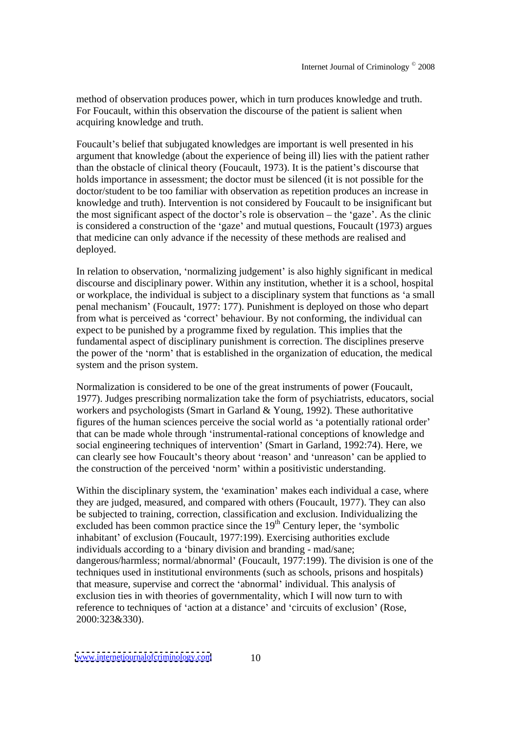method of observation produces power, which in turn produces knowledge and truth. For Foucault, within this observation the discourse of the patient is salient when acquiring knowledge and truth.

Foucault's belief that subjugated knowledges are important is well presented in his argument that knowledge (about the experience of being ill) lies with the patient rather than the obstacle of clinical theory (Foucault, 1973). It is the patient's discourse that holds importance in assessment; the doctor must be silenced (it is not possible for the doctor/student to be too familiar with observation as repetition produces an increase in knowledge and truth). Intervention is not considered by Foucault to be insignificant but the most significant aspect of the doctor's role is observation – the 'gaze'. As the clinic is considered a construction of the 'gaze' and mutual questions, Foucault (1973) argues that medicine can only advance if the necessity of these methods are realised and deployed.

In relation to observation, 'normalizing judgement' is also highly significant in medical discourse and disciplinary power. Within any institution, whether it is a school, hospital or workplace, the individual is subject to a disciplinary system that functions as 'a small penal mechanism' (Foucault, 1977: 177). Punishment is deployed on those who depart from what is perceived as 'correct' behaviour. By not conforming, the individual can expect to be punished by a programme fixed by regulation. This implies that the fundamental aspect of disciplinary punishment is correction. The disciplines preserve the power of the 'norm' that is established in the organization of education, the medical system and the prison system.

Normalization is considered to be one of the great instruments of power (Foucault, 1977). Judges prescribing normalization take the form of psychiatrists, educators, social workers and psychologists (Smart in Garland & Young, 1992). These authoritative figures of the human sciences perceive the social world as 'a potentially rational order' that can be made whole through 'instrumental-rational conceptions of knowledge and social engineering techniques of intervention' (Smart in Garland, 1992:74). Here, we can clearly see how Foucault's theory about 'reason' and 'unreason' can be applied to the construction of the perceived 'norm' within a positivistic understanding.

Within the disciplinary system, the 'examination' makes each individual a case, where they are judged, measured, and compared with others (Foucault, 1977). They can also be subjected to training, correction, classification and exclusion. Individualizing the excluded has been common practice since the 19th Century leper, the 'symbolic inhabitant' of exclusion (Foucault, 1977:199). Exercising authorities exclude individuals according to a 'binary division and branding - mad/sane; dangerous/harmless; normal/abnormal' (Foucault, 1977:199). The division is one of the techniques used in institutional environments (such as schools, prisons and hospitals) that measure, supervise and correct the 'abnormal' individual. This analysis of exclusion ties in with theories of governmentality, which I will now turn to with reference to techniques of 'action at a distance' and 'circuits of exclusion' (Rose, 2000:323&330).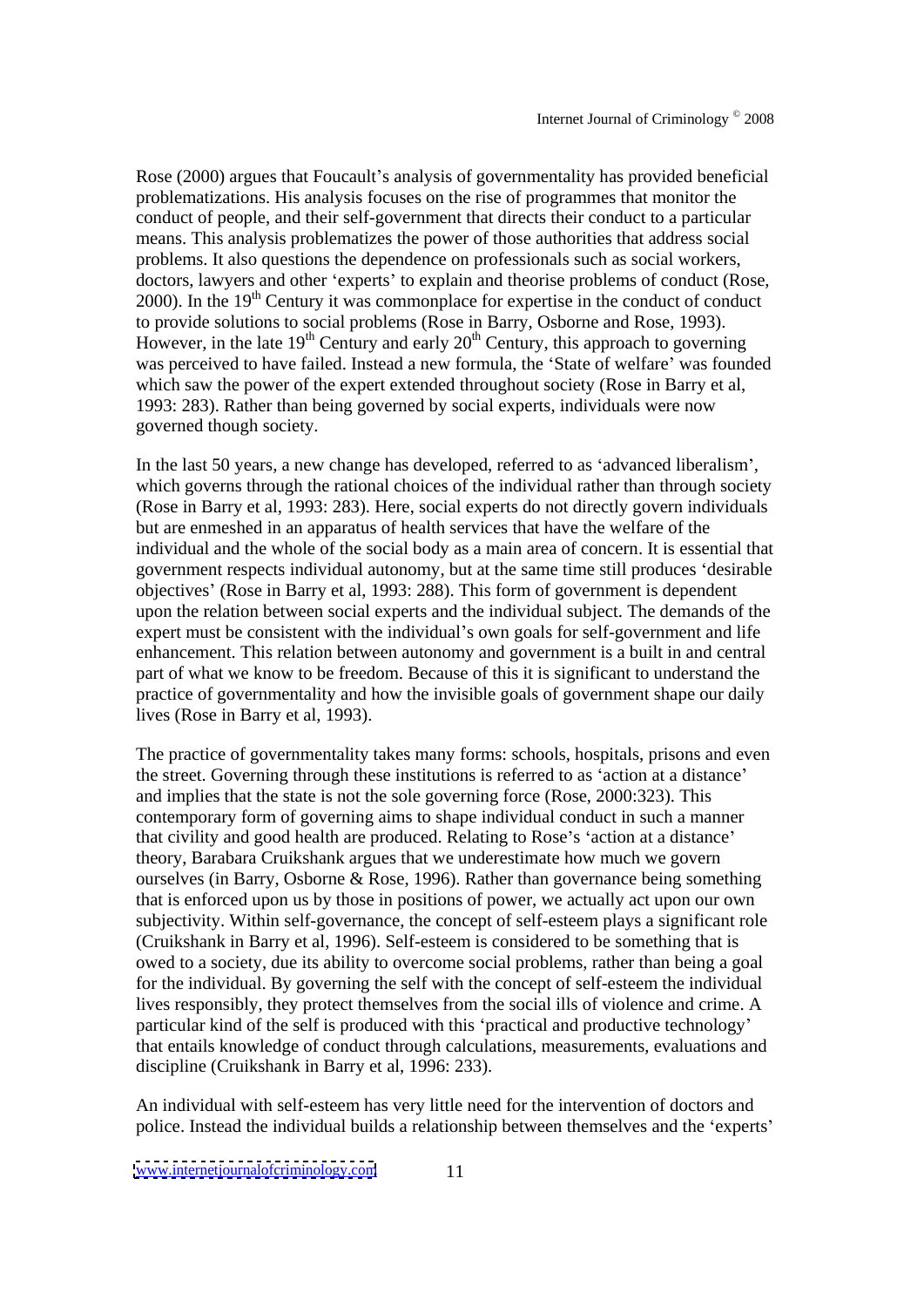Rose (2000) argues that Foucault's analysis of governmentality has provided beneficial problematizations. His analysis focuses on the rise of programmes that monitor the conduct of people, and their self-government that directs their conduct to a particular means. This analysis problematizes the power of those authorities that address social problems. It also questions the dependence on professionals such as social workers, doctors, lawyers and other 'experts' to explain and theorise problems of conduct (Rose, 2000). In the 19th Century it was commonplace for expertise in the conduct of conduct to provide solutions to social problems (Rose in Barry, Osborne and Rose, 1993). However, in the late 19th Century and early 20th Century, this approach to governing was perceived to have failed. Instead a new formula, the 'State of welfare' was founded which saw the power of the expert extended throughout society (Rose in Barry et al, 1993: 283). Rather than being governed by social experts, individuals were now governed though society.

In the last 50 years, a new change has developed, referred to as 'advanced liberalism', which governs through the rational choices of the individual rather than through society (Rose in Barry et al, 1993: 283). Here, social experts do not directly govern individuals but are enmeshed in an apparatus of health services that have the welfare of the individual and the whole of the social body as a main area of concern. It is essential that government respects individual autonomy, but at the same time still produces 'desirable objectives' (Rose in Barry et al, 1993: 288). This form of government is dependent upon the relation between social experts and the individual subject. The demands of the expert must be consistent with the individual's own goals for self-government and life enhancement. This relation between autonomy and government is a built in and central part of what we know to be freedom. Because of this it is significant to understand the practice of governmentality and how the invisible goals of government shape our daily lives (Rose in Barry et al, 1993).

The practice of governmentality takes many forms: schools, hospitals, prisons and even the street. Governing through these institutions is referred to as 'action at a distance' and implies that the state is not the sole governing force (Rose, 2000:323). This contemporary form of governing aims to shape individual conduct in such a manner that civility and good health are produced. Relating to Rose's 'action at a distance' theory, Barabara Cruikshank argues that we underestimate how much we govern ourselves (in Barry, Osborne & Rose, 1996). Rather than governance being something that is enforced upon us by those in positions of power, we actually act upon our own subjectivity. Within self-governance, the concept of self-esteem plays a significant role (Cruikshank in Barry et al, 1996). Self-esteem is considered to be something that is owed to a society, due its ability to overcome social problems, rather than being a goal for the individual. By governing the self with the concept of self-esteem the individual lives responsibly, they protect themselves from the social ills of violence and crime. A particular kind of the self is produced with this 'practical and productive technology' that entails knowledge of conduct through calculations, measurements, evaluations and discipline (Cruikshank in Barry et al, 1996: 233).

An individual with self-esteem has very little need for the intervention of doctors and police. Instead the individual builds a relationship between themselves and the 'experts'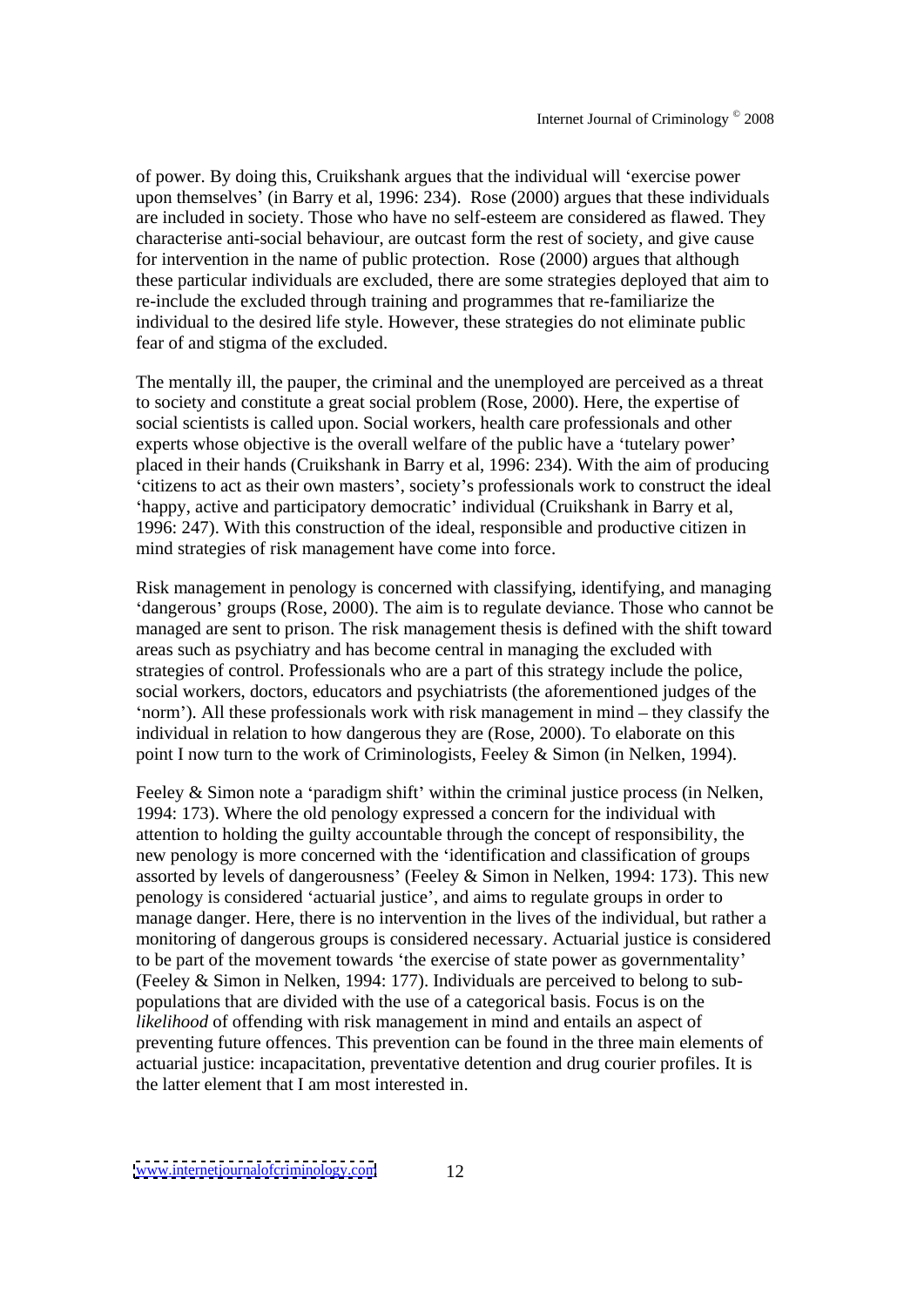of power. By doing this, Cruikshank argues that the individual will 'exercise power upon themselves' (in Barry et al, 1996: 234). Rose (2000) argues that these individuals are included in society. Those who have no self-esteem are considered as flawed. They characterise anti-social behaviour, are outcast form the rest of society, and give cause for intervention in the name of public protection. Rose (2000) argues that although these particular individuals are excluded, there are some strategies deployed that aim to re-include the excluded through training and programmes that re-familiarize the individual to the desired life style. However, these strategies do not eliminate public fear of and stigma of the excluded.

The mentally ill, the pauper, the criminal and the unemployed are perceived as a threat to society and constitute a great social problem (Rose, 2000). Here, the expertise of social scientists is called upon. Social workers, health care professionals and other experts whose objective is the overall welfare of the public have a 'tutelary power' placed in their hands (Cruikshank in Barry et al, 1996: 234). With the aim of producing 'citizens to act as their own masters', society's professionals work to construct the ideal 'happy, active and participatory democratic' individual (Cruikshank in Barry et al, 1996: 247). With this construction of the ideal, responsible and productive citizen in mind strategies of risk management have come into force.

Risk management in penology is concerned with classifying, identifying, and managing 'dangerous' groups (Rose, 2000). The aim is to regulate deviance. Those who cannot be managed are sent to prison. The risk management thesis is defined with the shift toward areas such as psychiatry and has become central in managing the excluded with strategies of control. Professionals who are a part of this strategy include the police, social workers, doctors, educators and psychiatrists (the aforementioned judges of the 'norm'). All these professionals work with risk management in mind – they classify the individual in relation to how dangerous they are (Rose, 2000). To elaborate on this point I now turn to the work of Criminologists, Feeley & Simon (in Nelken, 1994).

Feeley & Simon note a 'paradigm shift' within the criminal justice process (in Nelken, 1994: 173). Where the old penology expressed a concern for the individual with attention to holding the guilty accountable through the concept of responsibility, the new penology is more concerned with the 'identification and classification of groups assorted by levels of dangerousness' (Feeley & Simon in Nelken, 1994: 173). This new penology is considered 'actuarial justice', and aims to regulate groups in order to manage danger. Here, there is no intervention in the lives of the individual, but rather a monitoring of dangerous groups is considered necessary. Actuarial justice is considered to be part of the movement towards 'the exercise of state power as governmentality' (Feeley & Simon in Nelken, 1994: 177). Individuals are perceived to belong to sub-populations that are divided with the use of a categorical basis. Focus is on the *likelihood* of offending with risk management in mind and entails an aspect of preventing future offences. This prevention can be found in the three main elements of actuarial justice: incapacitation, preventative detention and drug courier profiles. It is the latter element that I am most interested in.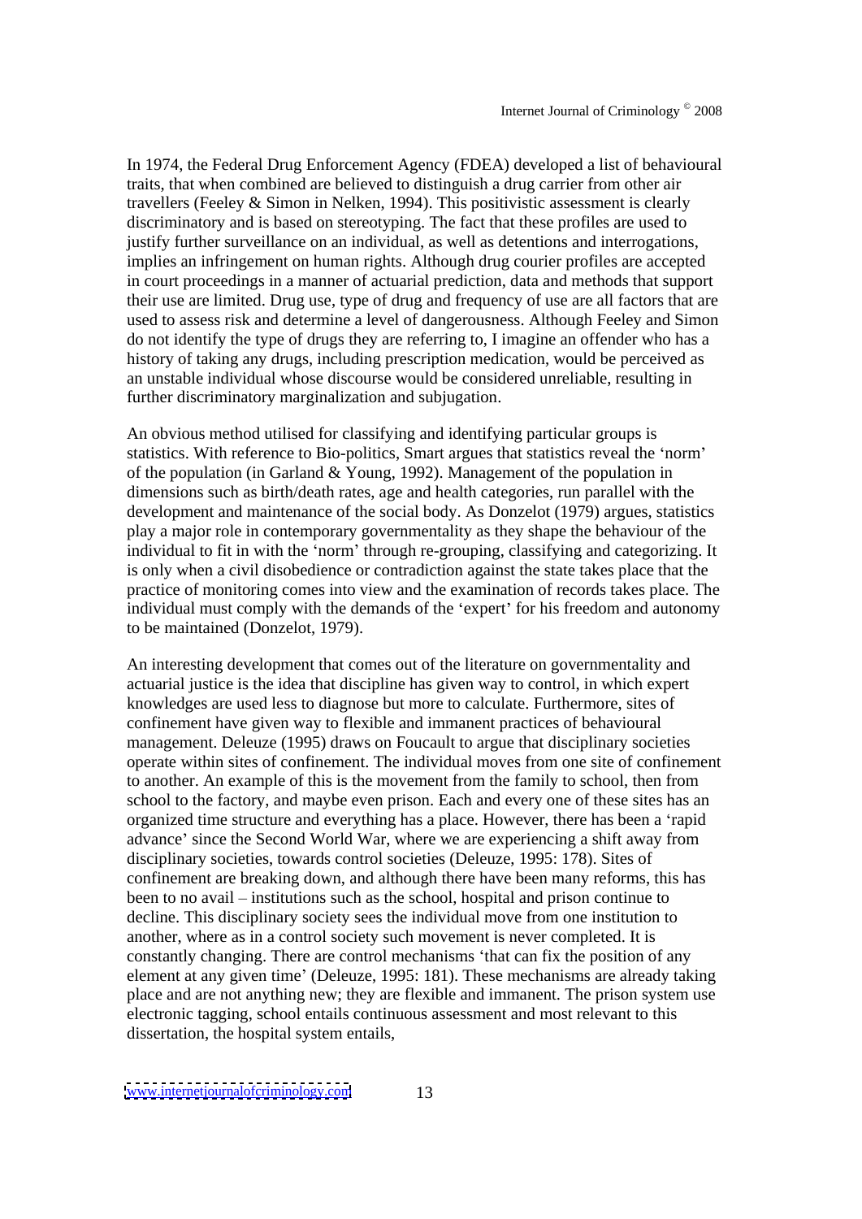In 1974, the Federal Drug Enforcement Agency (FDEA) developed a list of behavioural traits, that when combined are believed to distinguish a drug carrier from other air travellers (Feeley & Simon in Nelken, 1994). This positivistic assessment is clearly discriminatory and is based on stereotyping. The fact that these profiles are used to justify further surveillance on an individual, as well as detentions and interrogations, implies an infringement on human rights. Although drug courier profiles are accepted in court proceedings in a manner of actuarial prediction, data and methods that support their use are limited. Drug use, type of drug and frequency of use are all factors that are used to assess risk and determine a level of dangerousness. Although Feeley and Simon do not identify the type of drugs they are referring to, I imagine an offender who has a history of taking any drugs, including prescription medication, would be perceived as an unstable individual whose discourse would be considered unreliable, resulting in further discriminatory marginalization and subjugation.

An obvious method utilised for classifying and identifying particular groups is statistics. With reference to Bio-politics, Smart argues that statistics reveal the 'norm' of the population (in Garland & Young, 1992). Management of the population in dimensions such as birth/death rates, age and health categories, run parallel with the development and maintenance of the social body. As Donzelot (1979) argues, statistics play a major role in contemporary governmentality as they shape the behaviour of the individual to fit in with the 'norm' through re-grouping, classifying and categorizing. It is only when a civil disobedience or contradiction against the state takes place that the practice of monitoring comes into view and the examination of records takes place. The individual must comply with the demands of the 'expert' for his freedom and autonomy to be maintained (Donzelot, 1979).

An interesting development that comes out of the literature on governmentality and actuarial justice is the idea that discipline has given way to control, in which expert knowledges are used less to diagnose but more to calculate. Furthermore, sites of confinement have given way to flexible and immanent practices of behavioural management. Deleuze (1995) draws on Foucault to argue that disciplinary societies operate within sites of confinement. The individual moves from one site of confinement to another. An example of this is the movement from the family to school, then from school to the factory, and maybe even prison. Each and every one of these sites has an organized time structure and everything has a place. However, there has been a 'rapid advance' since the Second World War, where we are experiencing a shift away from disciplinary societies, towards control societies (Deleuze, 1995: 178). Sites of confinement are breaking down, and although there have been many reforms, this has been to no avail – institutions such as the school, hospital and prison continue to decline. This disciplinary society sees the individual move from one institution to another, where as in a control society such movement is never completed. It is constantly changing. There are control mechanisms 'that can fix the position of any element at any given time' (Deleuze, 1995: 181). These mechanisms are already taking place and are not anything new; they are flexible and immanent. The prison system use electronic tagging, school entails continuous assessment and most relevant to this dissertation, the hospital system entails,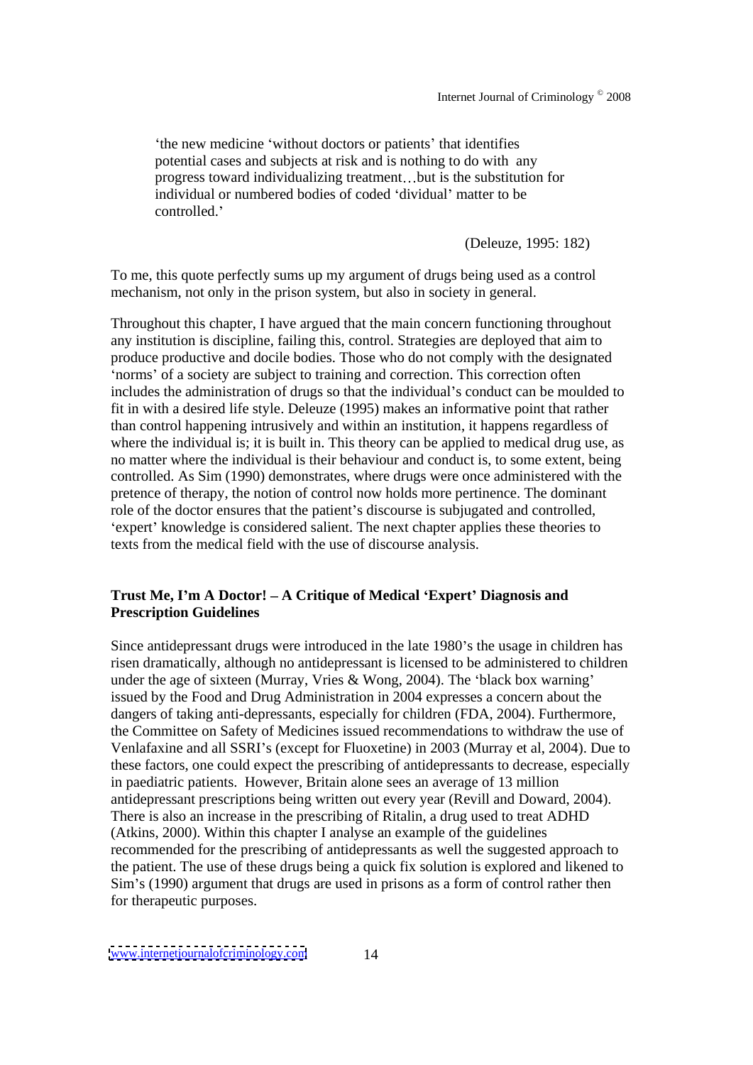> 'the new medicine 'without doctors or patients' that identifies potential cases and subjects at risk and is nothing to do with any progress toward individualizing treatment…but is the substitution for individual or numbered bodies of coded 'dividual' matter to be controlled.'
>
> (Deleuze, 1995: 182)

To me, this quote perfectly sums up my argument of drugs being used as a control mechanism, not only in the prison system, but also in society in general.

Throughout this chapter, I have argued that the main concern functioning throughout any institution is discipline, failing this, control. Strategies are deployed that aim to produce productive and docile bodies. Those who do not comply with the designated 'norms' of a society are subject to training and correction. This correction often includes the administration of drugs so that the individual's conduct can be moulded to fit in with a desired life style. Deleuze (1995) makes an informative point that rather than control happening intrusively and within an institution, it happens regardless of where the individual is; it is built in. This theory can be applied to medical drug use, as no matter where the individual is their behaviour and conduct is, to some extent, being controlled. As Sim (1990) demonstrates, where drugs were once administered with the pretence of therapy, the notion of control now holds more pertinence. The dominant role of the doctor ensures that the patient's discourse is subjugated and controlled, 'expert' knowledge is considered salient. The next chapter applies these theories to texts from the medical field with the use of discourse analysis.

## Trust Me, I'm A Doctor! – A Critique of Medical 'Expert' Diagnosis and Prescription Guidelines

Since antidepressant drugs were introduced in the late 1980's the usage in children has risen dramatically, although no antidepressant is licensed to be administered to children under the age of sixteen (Murray, Vries & Wong, 2004). The 'black box warning' issued by the Food and Drug Administration in 2004 expresses a concern about the dangers of taking anti-depressants, especially for children (FDA, 2004). Furthermore, the Committee on Safety of Medicines issued recommendations to withdraw the use of Venlafaxine and all SSRI's (except for Fluoxetine) in 2003 (Murray et al, 2004). Due to these factors, one could expect the prescribing of antidepressants to decrease, especially in paediatric patients. However, Britain alone sees an average of 13 million antidepressant prescriptions being written out every year (Revill and Doward, 2004). There is also an increase in the prescribing of Ritalin, a drug used to treat ADHD (Atkins, 2000). Within this chapter I analyse an example of the guidelines recommended for the prescribing of antidepressants as well the suggested approach to the patient. The use of these drugs being a quick fix solution is explored and likened to Sim's (1990) argument that drugs are used in prisons as a form of control rather then for therapeutic purposes.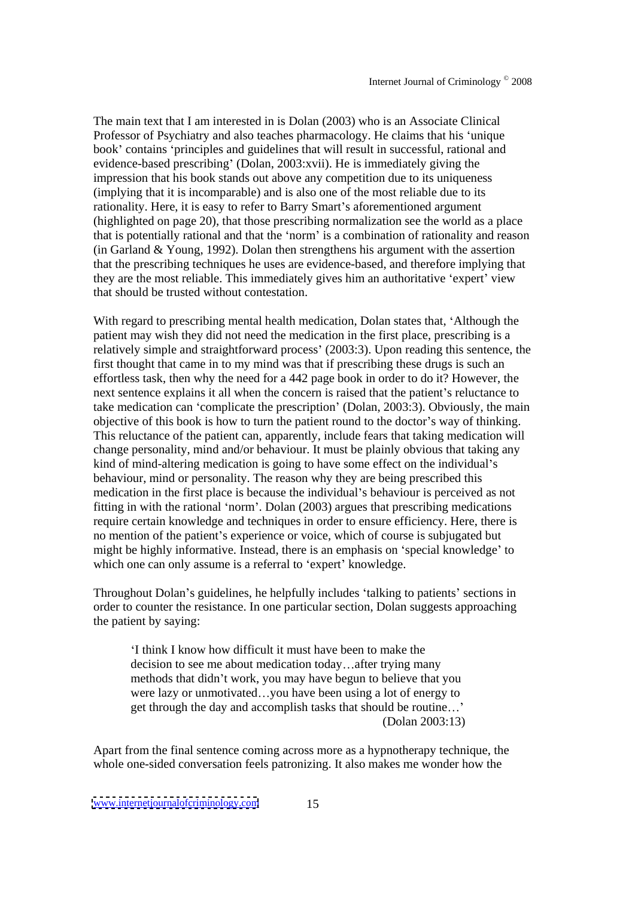The main text that I am interested in is Dolan (2003) who is an Associate Clinical Professor of Psychiatry and also teaches pharmacology. He claims that his 'unique book' contains 'principles and guidelines that will result in successful, rational and evidence-based prescribing' (Dolan, 2003:xvii). He is immediately giving the impression that his book stands out above any competition due to its uniqueness (implying that it is incomparable) and is also one of the most reliable due to its rationality. Here, it is easy to refer to Barry Smart's aforementioned argument (highlighted on page 20), that those prescribing normalization see the world as a place that is potentially rational and that the 'norm' is a combination of rationality and reason (in Garland & Young, 1992). Dolan then strengthens his argument with the assertion that the prescribing techniques he uses are evidence-based, and therefore implying that they are the most reliable. This immediately gives him an authoritative 'expert' view that should be trusted without contestation.

With regard to prescribing mental health medication, Dolan states that, 'Although the patient may wish they did not need the medication in the first place, prescribing is a relatively simple and straightforward process' (2003:3). Upon reading this sentence, the first thought that came in to my mind was that if prescribing these drugs is such an effortless task, then why the need for a 442 page book in order to do it? However, the next sentence explains it all when the concern is raised that the patient's reluctance to take medication can 'complicate the prescription' (Dolan, 2003:3). Obviously, the main objective of this book is how to turn the patient round to the doctor's way of thinking. This reluctance of the patient can, apparently, include fears that taking medication will change personality, mind and/or behaviour. It must be plainly obvious that taking any kind of mind-altering medication is going to have some effect on the individual's behaviour, mind or personality. The reason why they are being prescribed this medication in the first place is because the individual's behaviour is perceived as not fitting in with the rational 'norm'. Dolan (2003) argues that prescribing medications require certain knowledge and techniques in order to ensure efficiency. Here, there is no mention of the patient's experience or voice, which of course is subjugated but might be highly informative. Instead, there is an emphasis on 'special knowledge' to which one can only assume is a referral to 'expert' knowledge.

Throughout Dolan's guidelines, he helpfully includes 'talking to patients' sections in order to counter the resistance. In one particular section, Dolan suggests approaching the patient by saying:

> 'I think I know how difficult it must have been to make the decision to see me about medication today…after trying many methods that didn't work, you may have begun to believe that you were lazy or unmotivated…you have been using a lot of energy to get through the day and accomplish tasks that should be routine…'
> (Dolan 2003:13)

Apart from the final sentence coming across more as a hypnotherapy technique, the whole one-sided conversation feels patronizing. It also makes me wonder how the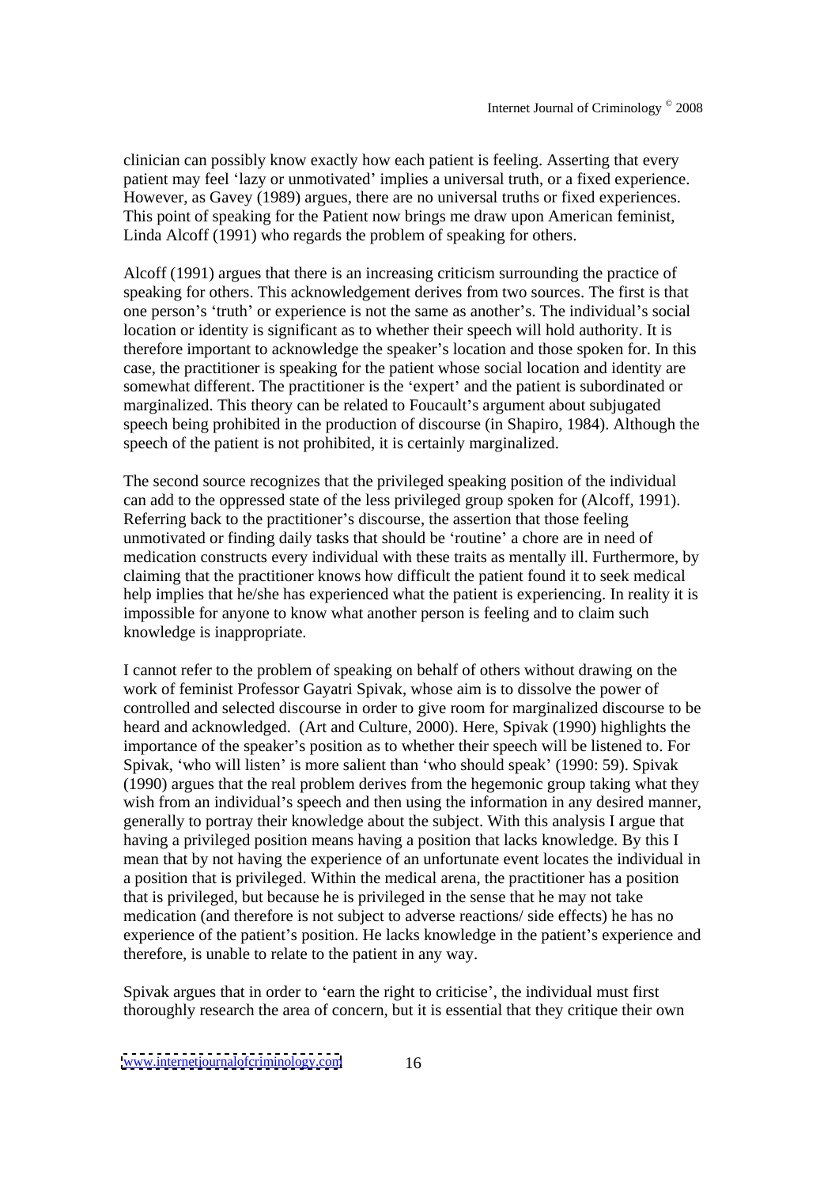clinician can possibly know exactly how each patient is feeling. Asserting that every patient may feel 'lazy or unmotivated' implies a universal truth, or a fixed experience. However, as Gavey (1989) argues, there are no universal truths or fixed experiences. This point of speaking for the Patient now brings me draw upon American feminist, Linda Alcoff (1991) who regards the problem of speaking for others.

Alcoff (1991) argues that there is an increasing criticism surrounding the practice of speaking for others. This acknowledgement derives from two sources. The first is that one person's 'truth' or experience is not the same as another's. The individual's social location or identity is significant as to whether their speech will hold authority. It is therefore important to acknowledge the speaker's location and those spoken for. In this case, the practitioner is speaking for the patient whose social location and identity are somewhat different. The practitioner is the 'expert' and the patient is subordinated or marginalized. This theory can be related to Foucault's argument about subjugated speech being prohibited in the production of discourse (in Shapiro, 1984). Although the speech of the patient is not prohibited, it is certainly marginalized.

The second source recognizes that the privileged speaking position of the individual can add to the oppressed state of the less privileged group spoken for (Alcoff, 1991). Referring back to the practitioner's discourse, the assertion that those feeling unmotivated or finding daily tasks that should be 'routine' a chore are in need of medication constructs every individual with these traits as mentally ill. Furthermore, by claiming that the practitioner knows how difficult the patient found it to seek medical help implies that he/she has experienced what the patient is experiencing. In reality it is impossible for anyone to know what another person is feeling and to claim such knowledge is inappropriate.

I cannot refer to the problem of speaking on behalf of others without drawing on the work of feminist Professor Gayatri Spivak, whose aim is to dissolve the power of controlled and selected discourse in order to give room for marginalized discourse to be heard and acknowledged. (Art and Culture, 2000). Here, Spivak (1990) highlights the importance of the speaker's position as to whether their speech will be listened to. For Spivak, 'who will listen' is more salient than 'who should speak' (1990: 59). Spivak (1990) argues that the real problem derives from the hegemonic group taking what they wish from an individual's speech and then using the information in any desired manner, generally to portray their knowledge about the subject. With this analysis I argue that having a privileged position means having a position that lacks knowledge. By this I mean that by not having the experience of an unfortunate event locates the individual in a position that is privileged. Within the medical arena, the practitioner has a position that is privileged, but because he is privileged in the sense that he may not take medication (and therefore is not subject to adverse reactions/ side effects) he has no experience of the patient's position. He lacks knowledge in the patient's experience and therefore, is unable to relate to the patient in any way.

Spivak argues that in order to 'earn the right to criticise', the individual must first thoroughly research the area of concern, but it is essential that they critique their own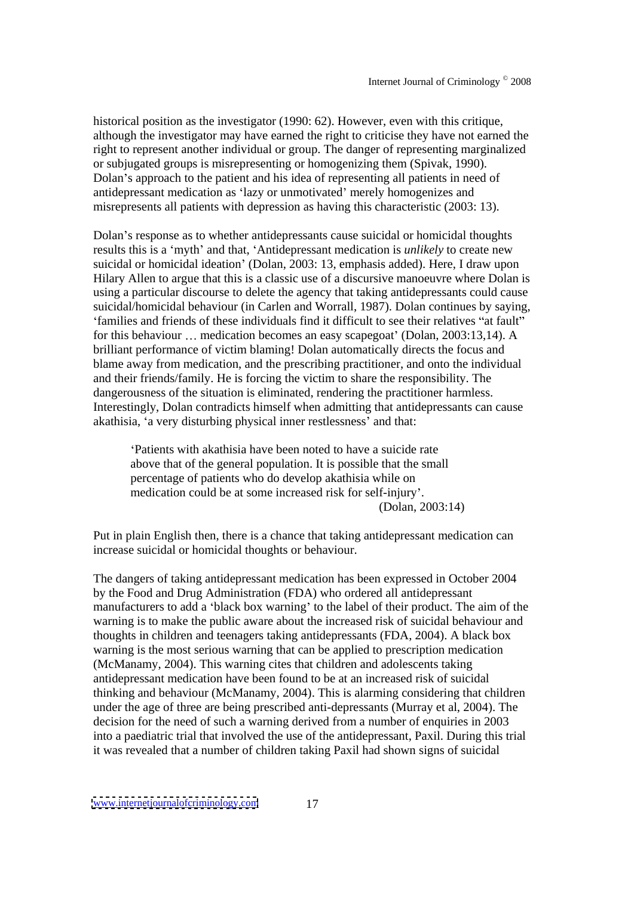historical position as the investigator (1990: 62). However, even with this critique, although the investigator may have earned the right to criticise they have not earned the right to represent another individual or group. The danger of representing marginalized or subjugated groups is misrepresenting or homogenizing them (Spivak, 1990). Dolan's approach to the patient and his idea of representing all patients in need of antidepressant medication as 'lazy or unmotivated' merely homogenizes and misrepresents all patients with depression as having this characteristic (2003: 13).

Dolan's response as to whether antidepressants cause suicidal or homicidal thoughts results this is a 'myth' and that, 'Antidepressant medication is *unlikely* to create new suicidal or homicidal ideation' (Dolan, 2003: 13, emphasis added). Here, I draw upon Hilary Allen to argue that this is a classic use of a discursive manoeuvre where Dolan is using a particular discourse to delete the agency that taking antidepressants could cause suicidal/homicidal behaviour (in Carlen and Worrall, 1987). Dolan continues by saying, 'families and friends of these individuals find it difficult to see their relatives "at fault" for this behaviour … medication becomes an easy scapegoat' (Dolan, 2003:13,14). A brilliant performance of victim blaming! Dolan automatically directs the focus and blame away from medication, and the prescribing practitioner, and onto the individual and their friends/family. He is forcing the victim to share the responsibility. The dangerousness of the situation is eliminated, rendering the practitioner harmless. Interestingly, Dolan contradicts himself when admitting that antidepressants can cause akathisia, 'a very disturbing physical inner restlessness' and that:

> 'Patients with akathisia have been noted to have a suicide rate above that of the general population. It is possible that the small percentage of patients who do develop akathisia while on medication could be at some increased risk for self-injury'.
>
> (Dolan, 2003:14)

Put in plain English then, there is a chance that taking antidepressant medication can increase suicidal or homicidal thoughts or behaviour.

The dangers of taking antidepressant medication has been expressed in October 2004 by the Food and Drug Administration (FDA) who ordered all antidepressant manufacturers to add a 'black box warning' to the label of their product. The aim of the warning is to make the public aware about the increased risk of suicidal behaviour and thoughts in children and teenagers taking antidepressants (FDA, 2004). A black box warning is the most serious warning that can be applied to prescription medication (McManamy, 2004). This warning cites that children and adolescents taking antidepressant medication have been found to be at an increased risk of suicidal thinking and behaviour (McManamy, 2004). This is alarming considering that children under the age of three are being prescribed anti-depressants (Murray et al, 2004). The decision for the need of such a warning derived from a number of enquiries in 2003 into a paediatric trial that involved the use of the antidepressant, Paxil. During this trial it was revealed that a number of children taking Paxil had shown signs of suicidal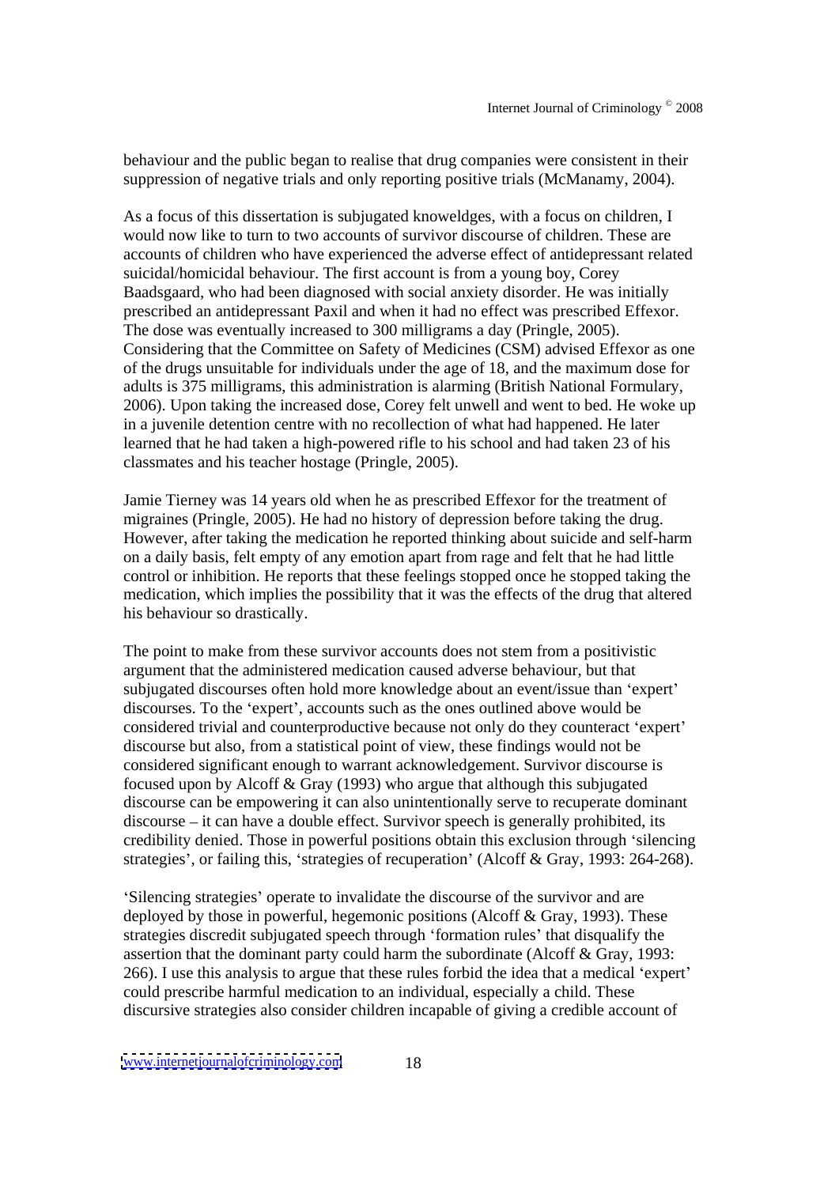behaviour and the public began to realise that drug companies were consistent in their suppression of negative trials and only reporting positive trials (McManamy, 2004).

As a focus of this dissertation is subjugated knoweldges, with a focus on children, I would now like to turn to two accounts of survivor discourse of children. These are accounts of children who have experienced the adverse effect of antidepressant related suicidal/homicidal behaviour. The first account is from a young boy, Corey Baadsgaard, who had been diagnosed with social anxiety disorder. He was initially prescribed an antidepressant Paxil and when it had no effect was prescribed Effexor. The dose was eventually increased to 300 milligrams a day (Pringle, 2005). Considering that the Committee on Safety of Medicines (CSM) advised Effexor as one of the drugs unsuitable for individuals under the age of 18, and the maximum dose for adults is 375 milligrams, this administration is alarming (British National Formulary, 2006). Upon taking the increased dose, Corey felt unwell and went to bed. He woke up in a juvenile detention centre with no recollection of what had happened. He later learned that he had taken a high-powered rifle to his school and had taken 23 of his classmates and his teacher hostage (Pringle, 2005).

Jamie Tierney was 14 years old when he as prescribed Effexor for the treatment of migraines (Pringle, 2005). He had no history of depression before taking the drug. However, after taking the medication he reported thinking about suicide and self-harm on a daily basis, felt empty of any emotion apart from rage and felt that he had little control or inhibition. He reports that these feelings stopped once he stopped taking the medication, which implies the possibility that it was the effects of the drug that altered his behaviour so drastically.

The point to make from these survivor accounts does not stem from a positivistic argument that the administered medication caused adverse behaviour, but that subjugated discourses often hold more knowledge about an event/issue than 'expert' discourses. To the 'expert', accounts such as the ones outlined above would be considered trivial and counterproductive because not only do they counteract 'expert' discourse but also, from a statistical point of view, these findings would not be considered significant enough to warrant acknowledgement. Survivor discourse is focused upon by Alcoff & Gray (1993) who argue that although this subjugated discourse can be empowering it can also unintentionally serve to recuperate dominant discourse – it can have a double effect. Survivor speech is generally prohibited, its credibility denied. Those in powerful positions obtain this exclusion through 'silencing strategies', or failing this, 'strategies of recuperation' (Alcoff & Gray, 1993: 264-268).

'Silencing strategies' operate to invalidate the discourse of the survivor and are deployed by those in powerful, hegemonic positions (Alcoff & Gray, 1993). These strategies discredit subjugated speech through 'formation rules' that disqualify the assertion that the dominant party could harm the subordinate (Alcoff & Gray, 1993: 266). I use this analysis to argue that these rules forbid the idea that a medical 'expert' could prescribe harmful medication to an individual, especially a child. These discursive strategies also consider children incapable of giving a credible account of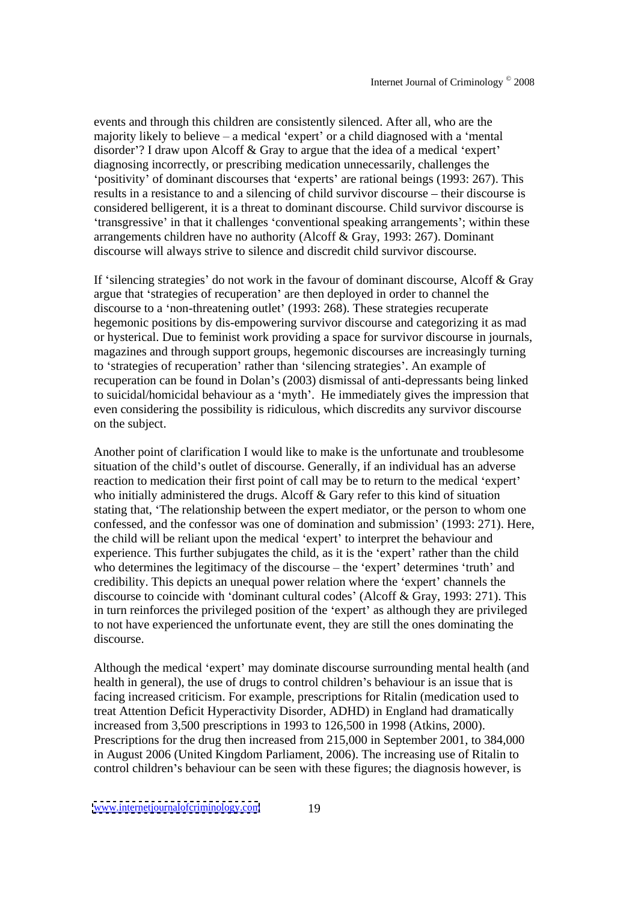events and through this children are consistently silenced. After all, who are the majority likely to believe – a medical 'expert' or a child diagnosed with a 'mental disorder'? I draw upon Alcoff & Gray to argue that the idea of a medical 'expert' diagnosing incorrectly, or prescribing medication unnecessarily, challenges the 'positivity' of dominant discourses that 'experts' are rational beings (1993: 267). This results in a resistance to and a silencing of child survivor discourse – their discourse is considered belligerent, it is a threat to dominant discourse. Child survivor discourse is 'transgressive' in that it challenges 'conventional speaking arrangements'; within these arrangements children have no authority (Alcoff & Gray, 1993: 267). Dominant discourse will always strive to silence and discredit child survivor discourse.

If 'silencing strategies' do not work in the favour of dominant discourse, Alcoff & Gray argue that 'strategies of recuperation' are then deployed in order to channel the discourse to a 'non-threatening outlet' (1993: 268). These strategies recuperate hegemonic positions by dis-empowering survivor discourse and categorizing it as mad or hysterical. Due to feminist work providing a space for survivor discourse in journals, magazines and through support groups, hegemonic discourses are increasingly turning to 'strategies of recuperation' rather than 'silencing strategies'. An example of recuperation can be found in Dolan's (2003) dismissal of anti-depressants being linked to suicidal/homicidal behaviour as a 'myth'. He immediately gives the impression that even considering the possibility is ridiculous, which discredits any survivor discourse on the subject.

Another point of clarification I would like to make is the unfortunate and troublesome situation of the child's outlet of discourse. Generally, if an individual has an adverse reaction to medication their first point of call may be to return to the medical 'expert' who initially administered the drugs. Alcoff & Gary refer to this kind of situation stating that, 'The relationship between the expert mediator, or the person to whom one confessed, and the confessor was one of domination and submission' (1993: 271). Here, the child will be reliant upon the medical 'expert' to interpret the behaviour and experience. This further subjugates the child, as it is the 'expert' rather than the child who determines the legitimacy of the discourse – the 'expert' determines 'truth' and credibility. This depicts an unequal power relation where the 'expert' channels the discourse to coincide with 'dominant cultural codes' (Alcoff & Gray, 1993: 271). This in turn reinforces the privileged position of the 'expert' as although they are privileged to not have experienced the unfortunate event, they are still the ones dominating the discourse.

Although the medical 'expert' may dominate discourse surrounding mental health (and health in general), the use of drugs to control children's behaviour is an issue that is facing increased criticism. For example, prescriptions for Ritalin (medication used to treat Attention Deficit Hyperactivity Disorder, ADHD) in England had dramatically increased from 3,500 prescriptions in 1993 to 126,500 in 1998 (Atkins, 2000). Prescriptions for the drug then increased from 215,000 in September 2001, to 384,000 in August 2006 (United Kingdom Parliament, 2006). The increasing use of Ritalin to control children's behaviour can be seen with these figures; the diagnosis however, is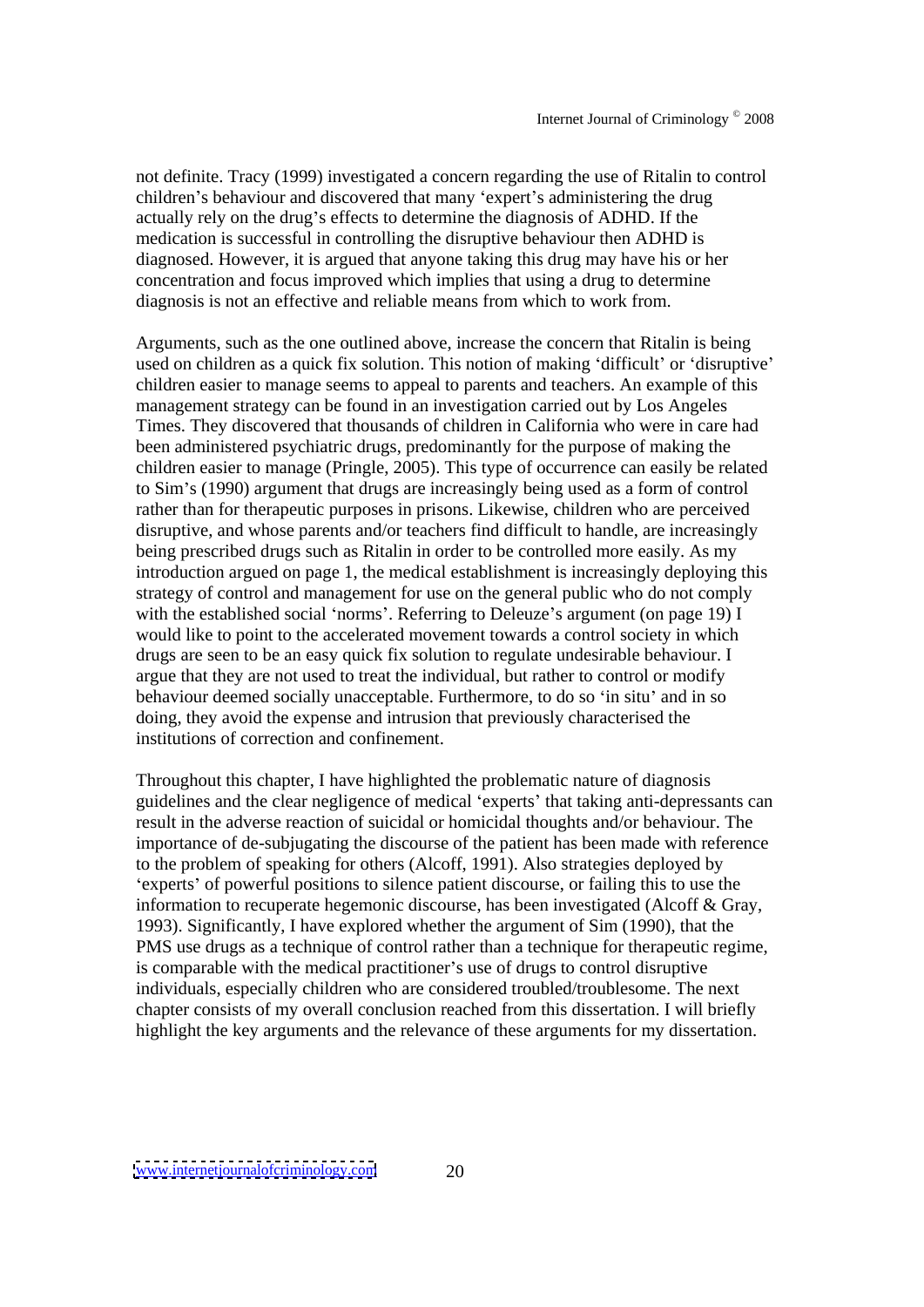not definite. Tracy (1999) investigated a concern regarding the use of Ritalin to control children's behaviour and discovered that many 'expert's administering the drug actually rely on the drug's effects to determine the diagnosis of ADHD. If the medication is successful in controlling the disruptive behaviour then ADHD is diagnosed. However, it is argued that anyone taking this drug may have his or her concentration and focus improved which implies that using a drug to determine diagnosis is not an effective and reliable means from which to work from.

Arguments, such as the one outlined above, increase the concern that Ritalin is being used on children as a quick fix solution. This notion of making 'difficult' or 'disruptive' children easier to manage seems to appeal to parents and teachers. An example of this management strategy can be found in an investigation carried out by Los Angeles Times. They discovered that thousands of children in California who were in care had been administered psychiatric drugs, predominantly for the purpose of making the children easier to manage (Pringle, 2005). This type of occurrence can easily be related to Sim's (1990) argument that drugs are increasingly being used as a form of control rather than for therapeutic purposes in prisons. Likewise, children who are perceived disruptive, and whose parents and/or teachers find difficult to handle, are increasingly being prescribed drugs such as Ritalin in order to be controlled more easily. As my introduction argued on page 1, the medical establishment is increasingly deploying this strategy of control and management for use on the general public who do not comply with the established social 'norms'. Referring to Deleuze's argument (on page 19) I would like to point to the accelerated movement towards a control society in which drugs are seen to be an easy quick fix solution to regulate undesirable behaviour. I argue that they are not used to treat the individual, but rather to control or modify behaviour deemed socially unacceptable. Furthermore, to do so 'in situ' and in so doing, they avoid the expense and intrusion that previously characterised the institutions of correction and confinement.

Throughout this chapter, I have highlighted the problematic nature of diagnosis guidelines and the clear negligence of medical 'experts' that taking anti-depressants can result in the adverse reaction of suicidal or homicidal thoughts and/or behaviour. The importance of de-subjugating the discourse of the patient has been made with reference to the problem of speaking for others (Alcoff, 1991). Also strategies deployed by 'experts' of powerful positions to silence patient discourse, or failing this to use the information to recuperate hegemonic discourse, has been investigated (Alcoff & Gray, 1993). Significantly, I have explored whether the argument of Sim (1990), that the PMS use drugs as a technique of control rather than a technique for therapeutic regime, is comparable with the medical practitioner's use of drugs to control disruptive individuals, especially children who are considered troubled/troublesome. The next chapter consists of my overall conclusion reached from this dissertation. I will briefly highlight the key arguments and the relevance of these arguments for my dissertation.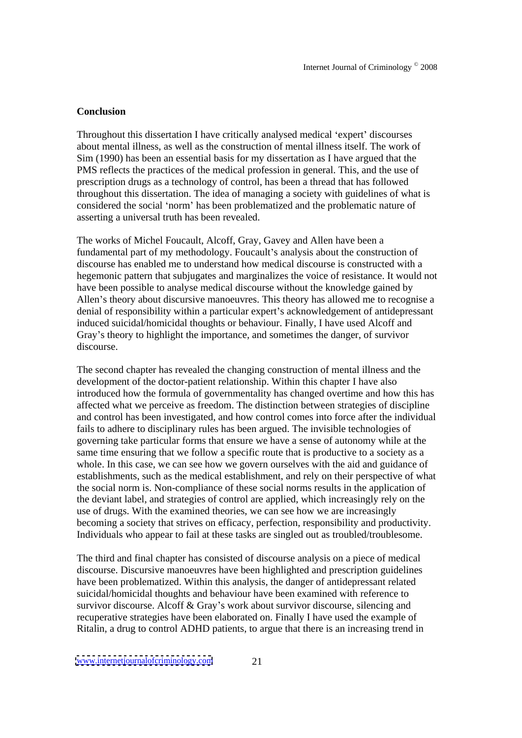**Conclusion**

Throughout this dissertation I have critically analysed medical 'expert' discourses about mental illness, as well as the construction of mental illness itself. The work of Sim (1990) has been an essential basis for my dissertation as I have argued that the PMS reflects the practices of the medical profession in general. This, and the use of prescription drugs as a technology of control, has been a thread that has followed throughout this dissertation. The idea of managing a society with guidelines of what is considered the social 'norm' has been problematized and the problematic nature of asserting a universal truth has been revealed.

The works of Michel Foucault, Alcoff, Gray, Gavey and Allen have been a fundamental part of my methodology. Foucault's analysis about the construction of discourse has enabled me to understand how medical discourse is constructed with a hegemonic pattern that subjugates and marginalizes the voice of resistance. It would not have been possible to analyse medical discourse without the knowledge gained by Allen's theory about discursive manoeuvres. This theory has allowed me to recognise a denial of responsibility within a particular expert's acknowledgement of antidepressant induced suicidal/homicidal thoughts or behaviour. Finally, I have used Alcoff and Gray's theory to highlight the importance, and sometimes the danger, of survivor discourse.

The second chapter has revealed the changing construction of mental illness and the development of the doctor-patient relationship. Within this chapter I have also introduced how the formula of governmentality has changed overtime and how this has affected what we perceive as freedom. The distinction between strategies of discipline and control has been investigated, and how control comes into force after the individual fails to adhere to disciplinary rules has been argued. The invisible technologies of governing take particular forms that ensure we have a sense of autonomy while at the same time ensuring that we follow a specific route that is productive to a society as a whole. In this case, we can see how we govern ourselves with the aid and guidance of establishments, such as the medical establishment, and rely on their perspective of what the social norm is. Non-compliance of these social norms results in the application of the deviant label, and strategies of control are applied, which increasingly rely on the use of drugs. With the examined theories, we can see how we are increasingly becoming a society that strives on efficacy, perfection, responsibility and productivity. Individuals who appear to fail at these tasks are singled out as troubled/troublesome.

The third and final chapter has consisted of discourse analysis on a piece of medical discourse. Discursive manoeuvres have been highlighted and prescription guidelines have been problematized. Within this analysis, the danger of antidepressant related suicidal/homicidal thoughts and behaviour have been examined with reference to survivor discourse. Alcoff & Gray's work about survivor discourse, silencing and recuperative strategies have been elaborated on. Finally I have used the example of Ritalin, a drug to control ADHD patients, to argue that there is an increasing trend in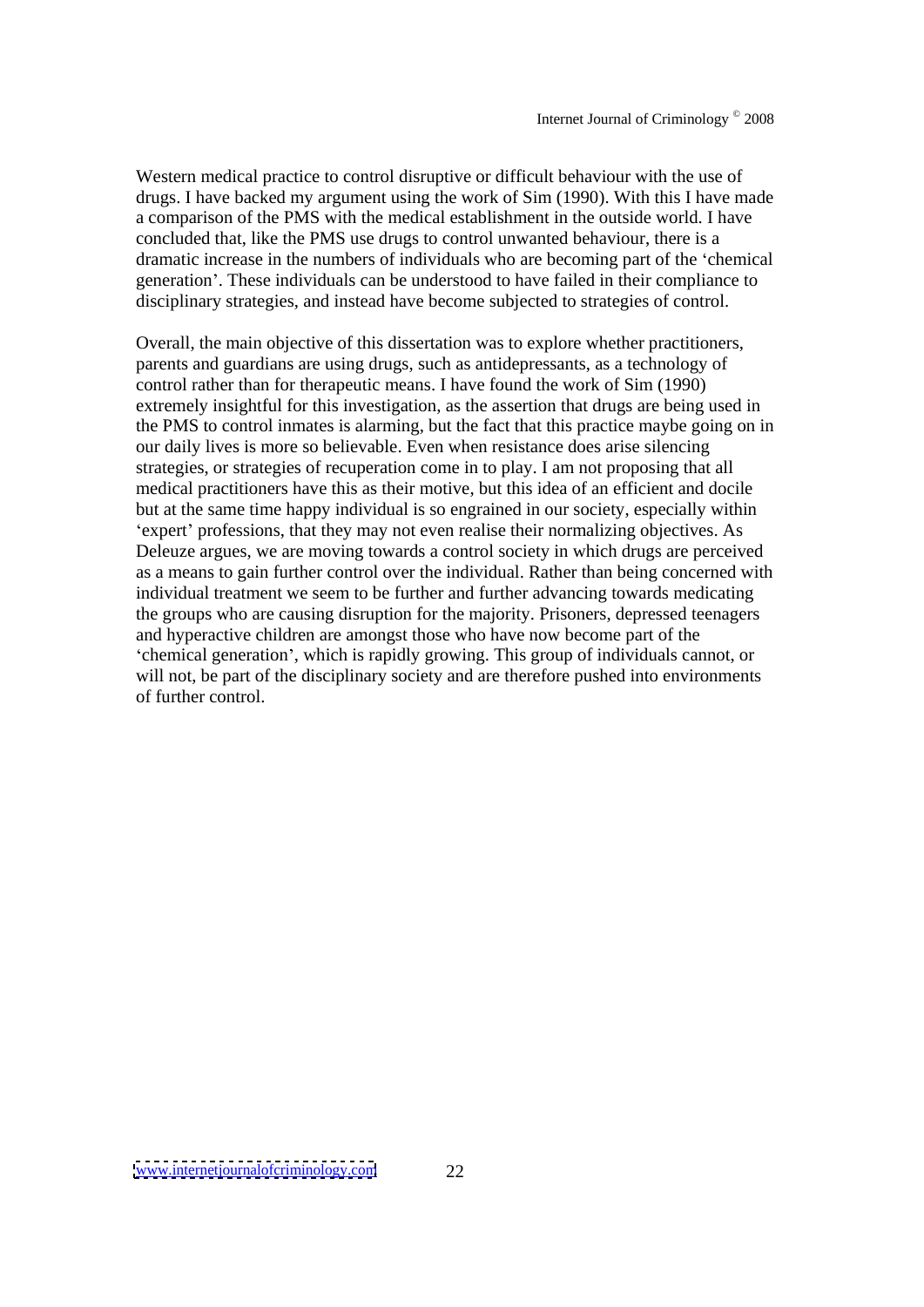Western medical practice to control disruptive or difficult behaviour with the use of drugs. I have backed my argument using the work of Sim (1990). With this I have made a comparison of the PMS with the medical establishment in the outside world. I have concluded that, like the PMS use drugs to control unwanted behaviour, there is a dramatic increase in the numbers of individuals who are becoming part of the 'chemical generation'. These individuals can be understood to have failed in their compliance to disciplinary strategies, and instead have become subjected to strategies of control.

Overall, the main objective of this dissertation was to explore whether practitioners, parents and guardians are using drugs, such as antidepressants, as a technology of control rather than for therapeutic means. I have found the work of Sim (1990) extremely insightful for this investigation, as the assertion that drugs are being used in the PMS to control inmates is alarming, but the fact that this practice maybe going on in our daily lives is more so believable. Even when resistance does arise silencing strategies, or strategies of recuperation come in to play. I am not proposing that all medical practitioners have this as their motive, but this idea of an efficient and docile but at the same time happy individual is so engrained in our society, especially within 'expert' professions, that they may not even realise their normalizing objectives. As Deleuze argues, we are moving towards a control society in which drugs are perceived as a means to gain further control over the individual. Rather than being concerned with individual treatment we seem to be further and further advancing towards medicating the groups who are causing disruption for the majority. Prisoners, depressed teenagers and hyperactive children are amongst those who have now become part of the 'chemical generation', which is rapidly growing. This group of individuals cannot, or will not, be part of the disciplinary society and are therefore pushed into environments of further control.